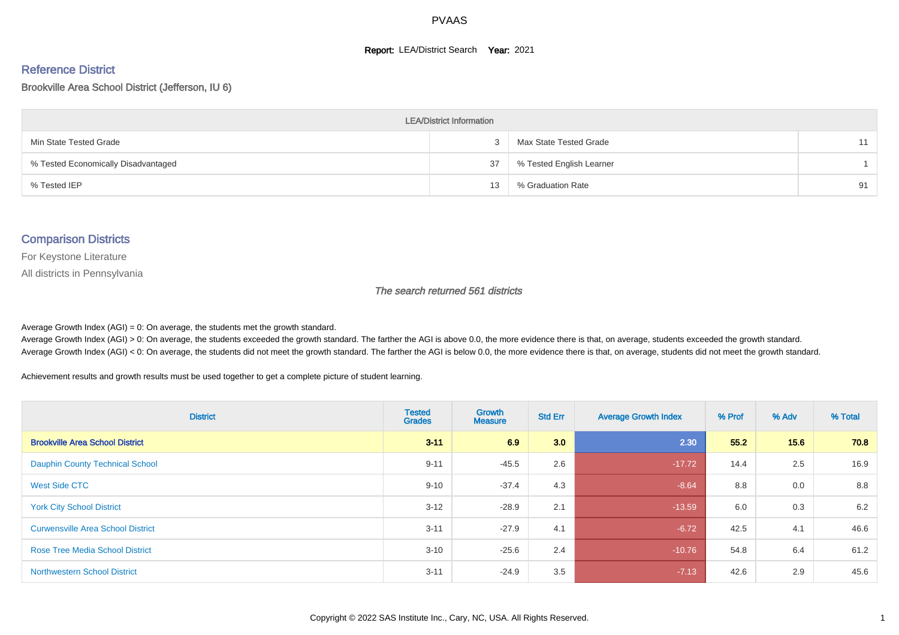# PVAAS

**Report:** LEA/District Search **Year:** 2021

## Reference District

Brookville Area School District (Jefferson, IU 6)

| LEA/District Information | | | |
|---|---|---|---|
| Min State Tested Grade | 3 | Max State Tested Grade | 11 |
| % Tested Economically Disadvantaged | 37 | % Tested English Learner | 1 |
| % Tested IEP | 13 | % Graduation Rate | 91 |

## Comparison Districts

For Keystone Literature

All districts in Pennsylvania

*The search returned 561 districts*

Average Growth Index (AGI) = 0: On average, the students met the growth standard.
Average Growth Index (AGI) > 0: On average, the students exceeded the growth standard. The farther the AGI is above 0.0, the more evidence there is that, on average, students exceeded the growth standard.
Average Growth Index (AGI) < 0: On average, the students did not meet the growth standard. The farther the AGI is below 0.0, the more evidence there is that, on average, students did not meet the growth standard.

Achievement results and growth results must be used together to get a complete picture of student learning.

| District | Tested Grades | Growth Measure | Std Err | Average Growth Index | % Prof | % Adv | % Total |
|---|---|---|---|---|---|---|---|
| **Brookville Area School District** | **3-11** | **6.9** | **3.0** | **2.30** | **55.2** | **15.6** | **70.8** |
| Dauphin County Technical School | 9-11 | -45.5 | 2.6 | -17.72 | 14.4 | 2.5 | 16.9 |
| West Side CTC | 9-10 | -37.4 | 4.3 | -8.64 | 8.8 | 0.0 | 8.8 |
| York City School District | 3-12 | -28.9 | 2.1 | -13.59 | 6.0 | 0.3 | 6.2 |
| Curwensville Area School District | 3-11 | -27.9 | 4.1 | -6.72 | 42.5 | 4.1 | 46.6 |
| Rose Tree Media School District | 3-10 | -25.6 | 2.4 | -10.76 | 54.8 | 6.4 | 61.2 |
| Northwestern School District | 3-11 | -24.9 | 3.5 | -7.13 | 42.6 | 2.9 | 45.6 |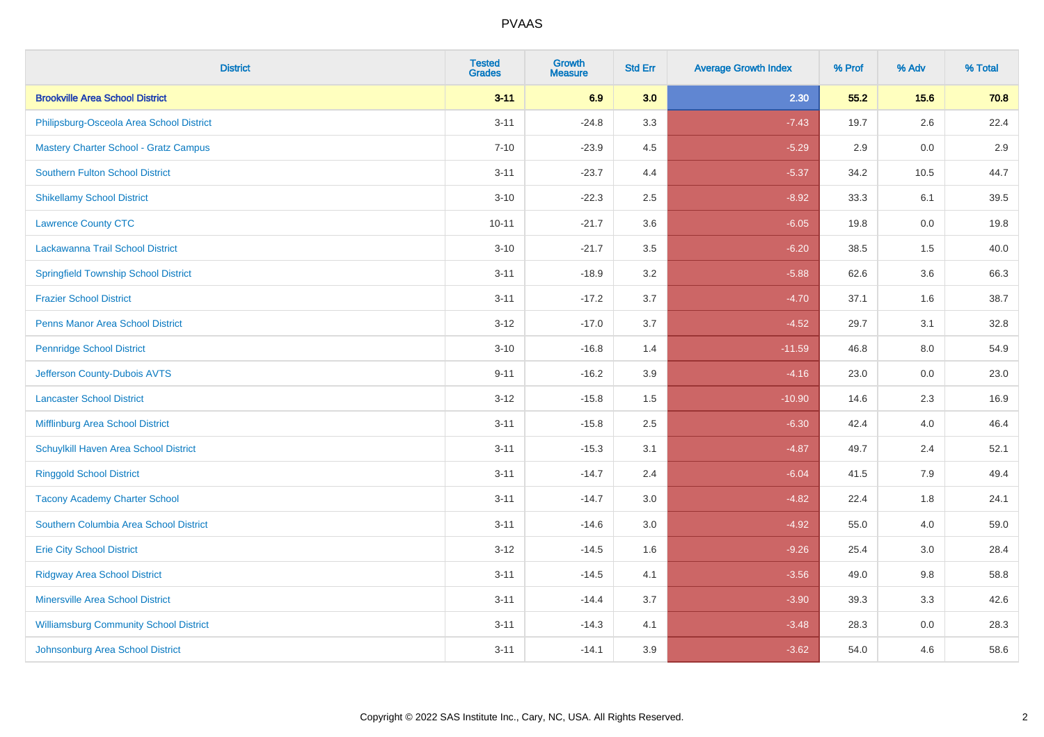| District | Tested Grades | Growth Measure | Std Err | Average Growth Index | % Prof | % Adv | % Total |
|---|---|---|---|---|---|---|---|
| **Brookville Area School District** | **3-11** | **6.9** | **3.0** | **2.30** | **55.2** | **15.6** | **70.8** |
| Philipsburg-Osceola Area School District | 3-11 | -24.8 | 3.3 | -7.43 | 19.7 | 2.6 | 22.4 |
| Mastery Charter School - Gratz Campus | 7-10 | -23.9 | 4.5 | -5.29 | 2.9 | 0.0 | 2.9 |
| Southern Fulton School District | 3-11 | -23.7 | 4.4 | -5.37 | 34.2 | 10.5 | 44.7 |
| Shikellamy School District | 3-10 | -22.3 | 2.5 | -8.92 | 33.3 | 6.1 | 39.5 |
| Lawrence County CTC | 10-11 | -21.7 | 3.6 | -6.05 | 19.8 | 0.0 | 19.8 |
| Lackawanna Trail School District | 3-10 | -21.7 | 3.5 | -6.20 | 38.5 | 1.5 | 40.0 |
| Springfield Township School District | 3-11 | -18.9 | 3.2 | -5.88 | 62.6 | 3.6 | 66.3 |
| Frazier School District | 3-11 | -17.2 | 3.7 | -4.70 | 37.1 | 1.6 | 38.7 |
| Penns Manor Area School District | 3-12 | -17.0 | 3.7 | -4.52 | 29.7 | 3.1 | 32.8 |
| Pennridge School District | 3-10 | -16.8 | 1.4 | -11.59 | 46.8 | 8.0 | 54.9 |
| Jefferson County-Dubois AVTS | 9-11 | -16.2 | 3.9 | -4.16 | 23.0 | 0.0 | 23.0 |
| Lancaster School District | 3-12 | -15.8 | 1.5 | -10.90 | 14.6 | 2.3 | 16.9 |
| Mifflinburg Area School District | 3-11 | -15.8 | 2.5 | -6.30 | 42.4 | 4.0 | 46.4 |
| Schuylkill Haven Area School District | 3-11 | -15.3 | 3.1 | -4.87 | 49.7 | 2.4 | 52.1 |
| Ringgold School District | 3-11 | -14.7 | 2.4 | -6.04 | 41.5 | 7.9 | 49.4 |
| Tacony Academy Charter School | 3-11 | -14.7 | 3.0 | -4.82 | 22.4 | 1.8 | 24.1 |
| Southern Columbia Area School District | 3-11 | -14.6 | 3.0 | -4.92 | 55.0 | 4.0 | 59.0 |
| Erie City School District | 3-12 | -14.5 | 1.6 | -9.26 | 25.4 | 3.0 | 28.4 |
| Ridgway Area School District | 3-11 | -14.5 | 4.1 | -3.56 | 49.0 | 9.8 | 58.8 |
| Minersville Area School District | 3-11 | -14.4 | 3.7 | -3.90 | 39.3 | 3.3 | 42.6 |
| Williamsburg Community School District | 3-11 | -14.3 | 4.1 | -3.48 | 28.3 | 0.0 | 28.3 |
| Johnsonburg Area School District | 3-11 | -14.1 | 3.9 | -3.62 | 54.0 | 4.6 | 58.6 |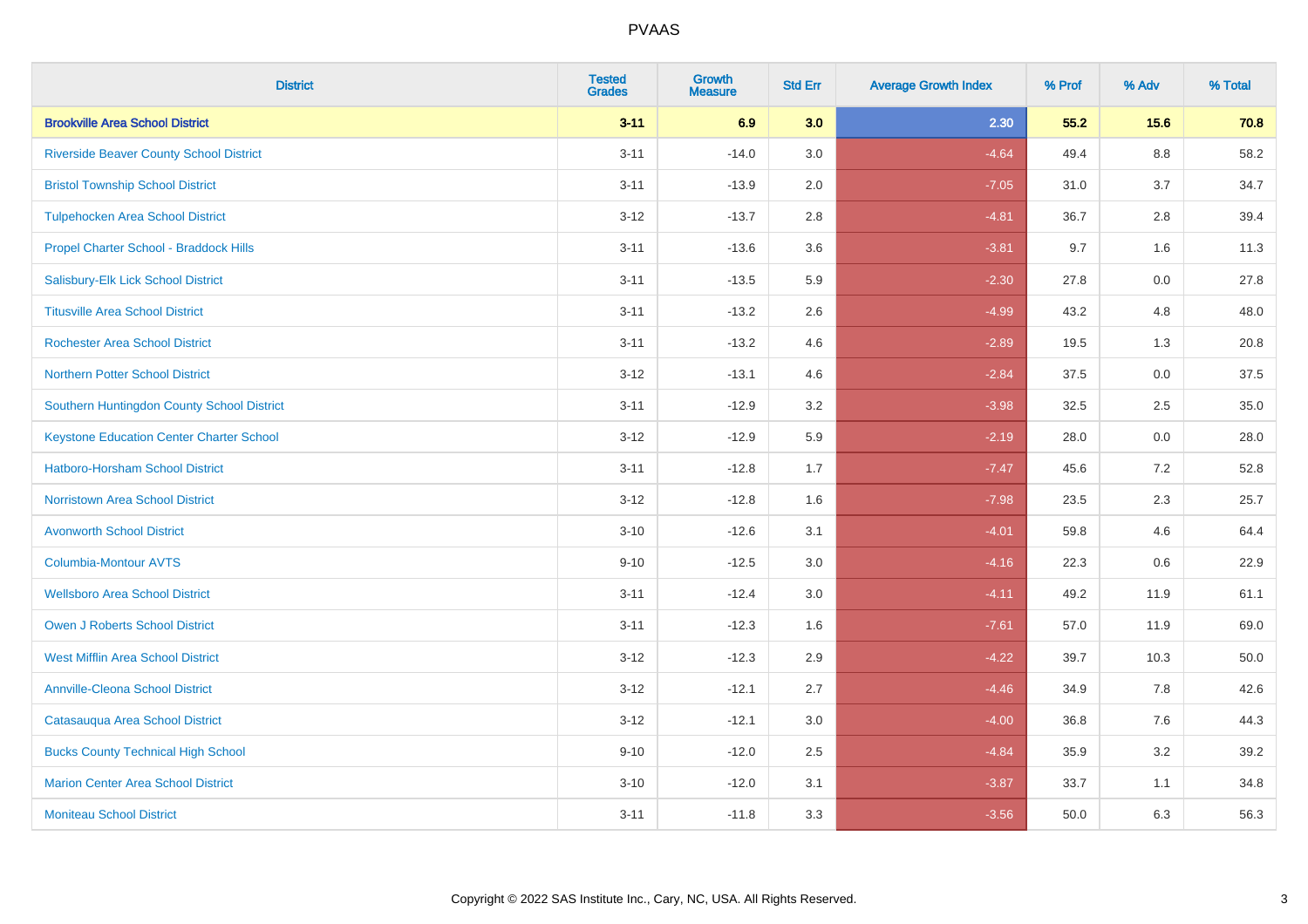PVAAS

| District | Tested Grades | Growth Measure | Std Err | Average Growth Index | % Prof | % Adv | % Total |
|---|---|---|---|---|---|---|---|
| **Brookville Area School District** | **3-11** | **6.9** | **3.0** | **2.30** | **55.2** | **15.6** | **70.8** |
| Riverside Beaver County School District | 3-11 | -14.0 | 3.0 | -4.64 | 49.4 | 8.8 | 58.2 |
| Bristol Township School District | 3-11 | -13.9 | 2.0 | -7.05 | 31.0 | 3.7 | 34.7 |
| Tulpehocken Area School District | 3-12 | -13.7 | 2.8 | -4.81 | 36.7 | 2.8 | 39.4 |
| Propel Charter School - Braddock Hills | 3-11 | -13.6 | 3.6 | -3.81 | 9.7 | 1.6 | 11.3 |
| Salisbury-Elk Lick School District | 3-11 | -13.5 | 5.9 | -2.30 | 27.8 | 0.0 | 27.8 |
| Titusville Area School District | 3-11 | -13.2 | 2.6 | -4.99 | 43.2 | 4.8 | 48.0 |
| Rochester Area School District | 3-11 | -13.2 | 4.6 | -2.89 | 19.5 | 1.3 | 20.8 |
| Northern Potter School District | 3-12 | -13.1 | 4.6 | -2.84 | 37.5 | 0.0 | 37.5 |
| Southern Huntingdon County School District | 3-11 | -12.9 | 3.2 | -3.98 | 32.5 | 2.5 | 35.0 |
| Keystone Education Center Charter School | 3-12 | -12.9 | 5.9 | -2.19 | 28.0 | 0.0 | 28.0 |
| Hatboro-Horsham School District | 3-11 | -12.8 | 1.7 | -7.47 | 45.6 | 7.2 | 52.8 |
| Norristown Area School District | 3-12 | -12.8 | 1.6 | -7.98 | 23.5 | 2.3 | 25.7 |
| Avonworth School District | 3-10 | -12.6 | 3.1 | -4.01 | 59.8 | 4.6 | 64.4 |
| Columbia-Montour AVTS | 9-10 | -12.5 | 3.0 | -4.16 | 22.3 | 0.6 | 22.9 |
| Wellsboro Area School District | 3-11 | -12.4 | 3.0 | -4.11 | 49.2 | 11.9 | 61.1 |
| Owen J Roberts School District | 3-11 | -12.3 | 1.6 | -7.61 | 57.0 | 11.9 | 69.0 |
| West Mifflin Area School District | 3-12 | -12.3 | 2.9 | -4.22 | 39.7 | 10.3 | 50.0 |
| Annville-Cleona School District | 3-12 | -12.1 | 2.7 | -4.46 | 34.9 | 7.8 | 42.6 |
| Catasauqua Area School District | 3-12 | -12.1 | 3.0 | -4.00 | 36.8 | 7.6 | 44.3 |
| Bucks County Technical High School | 9-10 | -12.0 | 2.5 | -4.84 | 35.9 | 3.2 | 39.2 |
| Marion Center Area School District | 3-10 | -12.0 | 3.1 | -3.87 | 33.7 | 1.1 | 34.8 |
| Moniteau School District | 3-11 | -11.8 | 3.3 | -3.56 | 50.0 | 6.3 | 56.3 |

Copyright © 2022 SAS Institute Inc., Cary, NC, USA. All Rights Reserved.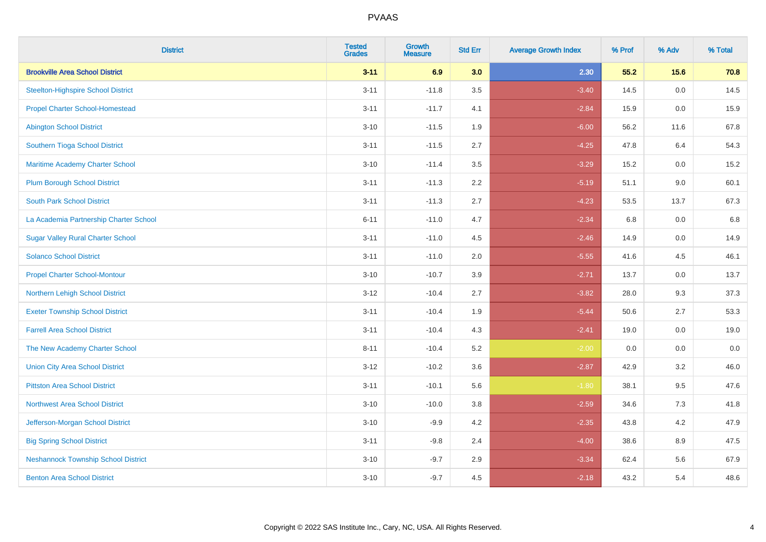PVAAS

| District | Tested Grades | Growth Measure | Std Err | Average Growth Index | % Prof | % Adv | % Total |
|---|---|---|---|---|---|---|---|
| **Brookville Area School District** | **3-11** | **6.9** | **3.0** | **2.30** | **55.2** | **15.6** | **70.8** |
| Steelton-Highspire School District | 3-11 | -11.8 | 3.5 | -3.40 | 14.5 | 0.0 | 14.5 |
| Propel Charter School-Homestead | 3-11 | -11.7 | 4.1 | -2.84 | 15.9 | 0.0 | 15.9 |
| Abington School District | 3-10 | -11.5 | 1.9 | -6.00 | 56.2 | 11.6 | 67.8 |
| Southern Tioga School District | 3-11 | -11.5 | 2.7 | -4.25 | 47.8 | 6.4 | 54.3 |
| Maritime Academy Charter School | 3-10 | -11.4 | 3.5 | -3.29 | 15.2 | 0.0 | 15.2 |
| Plum Borough School District | 3-11 | -11.3 | 2.2 | -5.19 | 51.1 | 9.0 | 60.1 |
| South Park School District | 3-11 | -11.3 | 2.7 | -4.23 | 53.5 | 13.7 | 67.3 |
| La Academia Partnership Charter School | 6-11 | -11.0 | 4.7 | -2.34 | 6.8 | 0.0 | 6.8 |
| Sugar Valley Rural Charter School | 3-11 | -11.0 | 4.5 | -2.46 | 14.9 | 0.0 | 14.9 |
| Solanco School District | 3-11 | -11.0 | 2.0 | -5.55 | 41.6 | 4.5 | 46.1 |
| Propel Charter School-Montour | 3-10 | -10.7 | 3.9 | -2.71 | 13.7 | 0.0 | 13.7 |
| Northern Lehigh School District | 3-12 | -10.4 | 2.7 | -3.82 | 28.0 | 9.3 | 37.3 |
| Exeter Township School District | 3-11 | -10.4 | 1.9 | -5.44 | 50.6 | 2.7 | 53.3 |
| Farrell Area School District | 3-11 | -10.4 | 4.3 | -2.41 | 19.0 | 0.0 | 19.0 |
| The New Academy Charter School | 8-11 | -10.4 | 5.2 | -2.00 | 0.0 | 0.0 | 0.0 |
| Union City Area School District | 3-12 | -10.2 | 3.6 | -2.87 | 42.9 | 3.2 | 46.0 |
| Pittston Area School District | 3-11 | -10.1 | 5.6 | -1.80 | 38.1 | 9.5 | 47.6 |
| Northwest Area School District | 3-10 | -10.0 | 3.8 | -2.59 | 34.6 | 7.3 | 41.8 |
| Jefferson-Morgan School District | 3-10 | -9.9 | 4.2 | -2.35 | 43.8 | 4.2 | 47.9 |
| Big Spring School District | 3-11 | -9.8 | 2.4 | -4.00 | 38.6 | 8.9 | 47.5 |
| Neshannock Township School District | 3-10 | -9.7 | 2.9 | -3.34 | 62.4 | 5.6 | 67.9 |
| Benton Area School District | 3-10 | -9.7 | 4.5 | -2.18 | 43.2 | 5.4 | 48.6 |

Copyright © 2022 SAS Institute Inc., Cary, NC, USA. All Rights Reserved.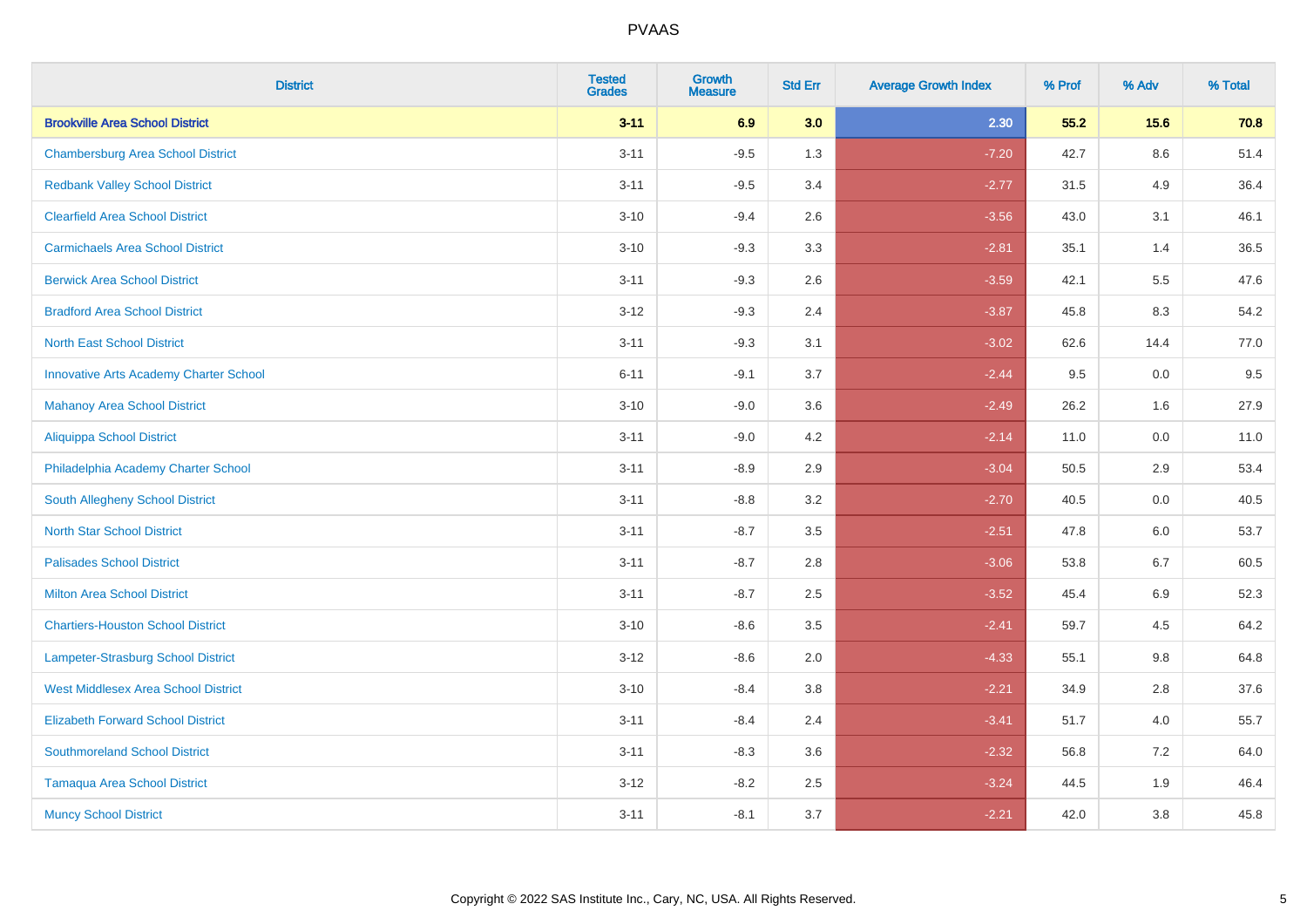| District | Tested Grades | Growth Measure | Std Err | Average Growth Index | % Prof | % Adv | % Total |
|---|---|---|---|---|---|---|---|
| **Brookville Area School District** | **3-11** | **6.9** | **3.0** | **2.30** | **55.2** | **15.6** | **70.8** |
| Chambersburg Area School District | 3-11 | -9.5 | 1.3 | -7.20 | 42.7 | 8.6 | 51.4 |
| Redbank Valley School District | 3-11 | -9.5 | 3.4 | -2.77 | 31.5 | 4.9 | 36.4 |
| Clearfield Area School District | 3-10 | -9.4 | 2.6 | -3.56 | 43.0 | 3.1 | 46.1 |
| Carmichaels Area School District | 3-10 | -9.3 | 3.3 | -2.81 | 35.1 | 1.4 | 36.5 |
| Berwick Area School District | 3-11 | -9.3 | 2.6 | -3.59 | 42.1 | 5.5 | 47.6 |
| Bradford Area School District | 3-12 | -9.3 | 2.4 | -3.87 | 45.8 | 8.3 | 54.2 |
| North East School District | 3-11 | -9.3 | 3.1 | -3.02 | 62.6 | 14.4 | 77.0 |
| Innovative Arts Academy Charter School | 6-11 | -9.1 | 3.7 | -2.44 | 9.5 | 0.0 | 9.5 |
| Mahanoy Area School District | 3-10 | -9.0 | 3.6 | -2.49 | 26.2 | 1.6 | 27.9 |
| Aliquippa School District | 3-11 | -9.0 | 4.2 | -2.14 | 11.0 | 0.0 | 11.0 |
| Philadelphia Academy Charter School | 3-11 | -8.9 | 2.9 | -3.04 | 50.5 | 2.9 | 53.4 |
| South Allegheny School District | 3-11 | -8.8 | 3.2 | -2.70 | 40.5 | 0.0 | 40.5 |
| North Star School District | 3-11 | -8.7 | 3.5 | -2.51 | 47.8 | 6.0 | 53.7 |
| Palisades School District | 3-11 | -8.7 | 2.8 | -3.06 | 53.8 | 6.7 | 60.5 |
| Milton Area School District | 3-11 | -8.7 | 2.5 | -3.52 | 45.4 | 6.9 | 52.3 |
| Chartiers-Houston School District | 3-10 | -8.6 | 3.5 | -2.41 | 59.7 | 4.5 | 64.2 |
| Lampeter-Strasburg School District | 3-12 | -8.6 | 2.0 | -4.33 | 55.1 | 9.8 | 64.8 |
| West Middlesex Area School District | 3-10 | -8.4 | 3.8 | -2.21 | 34.9 | 2.8 | 37.6 |
| Elizabeth Forward School District | 3-11 | -8.4 | 2.4 | -3.41 | 51.7 | 4.0 | 55.7 |
| Southmoreland School District | 3-11 | -8.3 | 3.6 | -2.32 | 56.8 | 7.2 | 64.0 |
| Tamaqua Area School District | 3-12 | -8.2 | 2.5 | -3.24 | 44.5 | 1.9 | 46.4 |
| Muncy School District | 3-11 | -8.1 | 3.7 | -2.21 | 42.0 | 3.8 | 45.8 |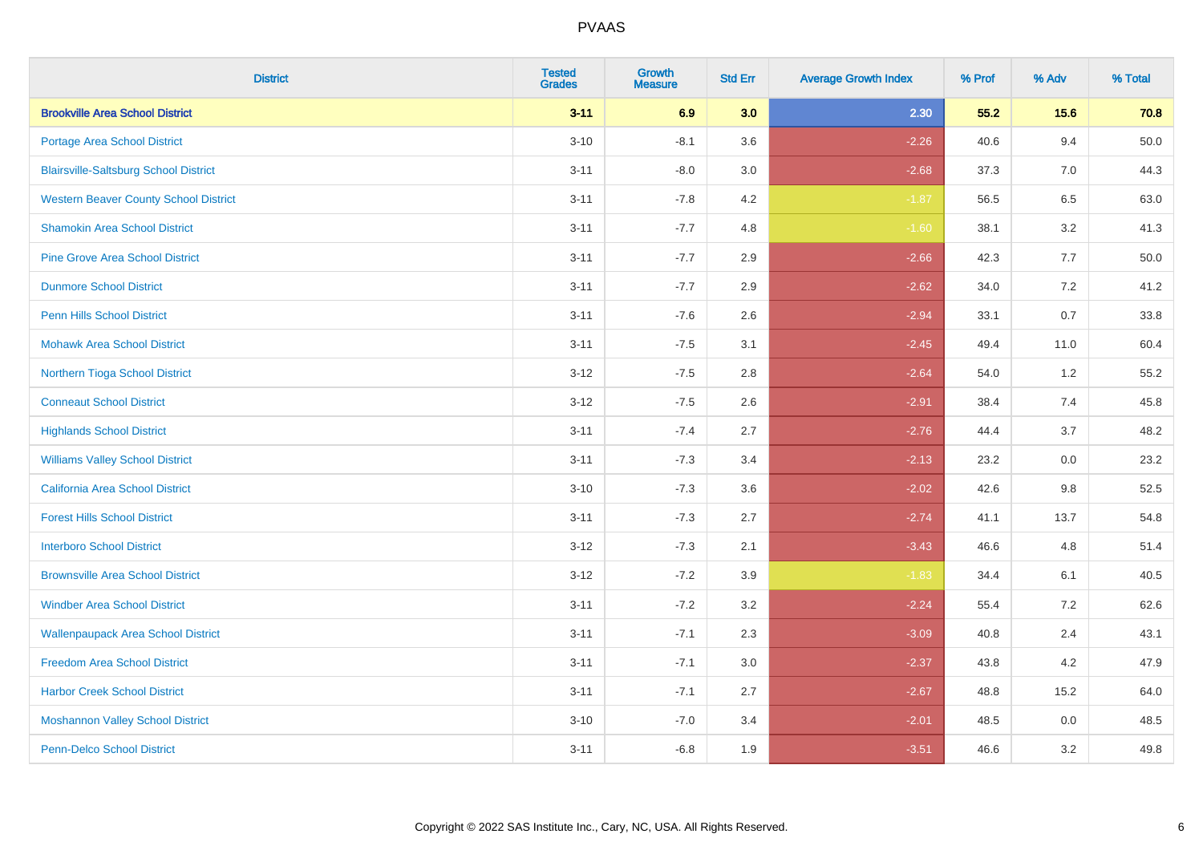# PVAAS

| District | Tested Grades | Growth Measure | Std Err | Average Growth Index | % Prof | % Adv | % Total |
|---|---|---|---|---|---|---|---|
| **Brookville Area School District** | **3-11** | **6.9** | **3.0** | **2.30** | **55.2** | **15.6** | **70.8** |
| Portage Area School District | 3-10 | -8.1 | 3.6 | -2.26 | 40.6 | 9.4 | 50.0 |
| Blairsville-Saltsburg School District | 3-11 | -8.0 | 3.0 | -2.68 | 37.3 | 7.0 | 44.3 |
| Western Beaver County School District | 3-11 | -7.8 | 4.2 | -1.87 | 56.5 | 6.5 | 63.0 |
| Shamokin Area School District | 3-11 | -7.7 | 4.8 | -1.60 | 38.1 | 3.2 | 41.3 |
| Pine Grove Area School District | 3-11 | -7.7 | 2.9 | -2.66 | 42.3 | 7.7 | 50.0 |
| Dunmore School District | 3-11 | -7.7 | 2.9 | -2.62 | 34.0 | 7.2 | 41.2 |
| Penn Hills School District | 3-11 | -7.6 | 2.6 | -2.94 | 33.1 | 0.7 | 33.8 |
| Mohawk Area School District | 3-11 | -7.5 | 3.1 | -2.45 | 49.4 | 11.0 | 60.4 |
| Northern Tioga School District | 3-12 | -7.5 | 2.8 | -2.64 | 54.0 | 1.2 | 55.2 |
| Conneaut School District | 3-12 | -7.5 | 2.6 | -2.91 | 38.4 | 7.4 | 45.8 |
| Highlands School District | 3-11 | -7.4 | 2.7 | -2.76 | 44.4 | 3.7 | 48.2 |
| Williams Valley School District | 3-11 | -7.3 | 3.4 | -2.13 | 23.2 | 0.0 | 23.2 |
| California Area School District | 3-10 | -7.3 | 3.6 | -2.02 | 42.6 | 9.8 | 52.5 |
| Forest Hills School District | 3-11 | -7.3 | 2.7 | -2.74 | 41.1 | 13.7 | 54.8 |
| Interboro School District | 3-12 | -7.3 | 2.1 | -3.43 | 46.6 | 4.8 | 51.4 |
| Brownsville Area School District | 3-12 | -7.2 | 3.9 | -1.83 | 34.4 | 6.1 | 40.5 |
| Windber Area School District | 3-11 | -7.2 | 3.2 | -2.24 | 55.4 | 7.2 | 62.6 |
| Wallenpaupack Area School District | 3-11 | -7.1 | 2.3 | -3.09 | 40.8 | 2.4 | 43.1 |
| Freedom Area School District | 3-11 | -7.1 | 3.0 | -2.37 | 43.8 | 4.2 | 47.9 |
| Harbor Creek School District | 3-11 | -7.1 | 2.7 | -2.67 | 48.8 | 15.2 | 64.0 |
| Moshannon Valley School District | 3-10 | -7.0 | 3.4 | -2.01 | 48.5 | 0.0 | 48.5 |
| Penn-Delco School District | 3-11 | -6.8 | 1.9 | -3.51 | 46.6 | 3.2 | 49.8 |

Copyright © 2022 SAS Institute Inc., Cary, NC, USA. All Rights Reserved.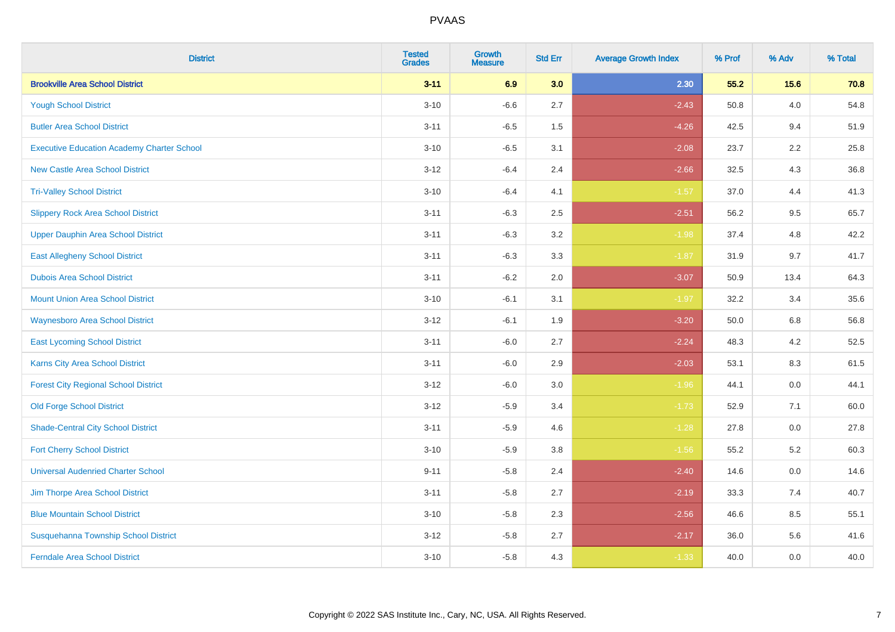PVAAS

| District | Tested Grades | Growth Measure | Std Err | Average Growth Index | % Prof | % Adv | % Total |
|---|---|---|---|---|---|---|---|
| **Brookville Area School District** | **3-11** | **6.9** | **3.0** | **2.30** | **55.2** | **15.6** | **70.8** |
| Yough School District | 3-10 | -6.6 | 2.7 | -2.43 | 50.8 | 4.0 | 54.8 |
| Butler Area School District | 3-11 | -6.5 | 1.5 | -4.26 | 42.5 | 9.4 | 51.9 |
| Executive Education Academy Charter School | 3-10 | -6.5 | 3.1 | -2.08 | 23.7 | 2.2 | 25.8 |
| New Castle Area School District | 3-12 | -6.4 | 2.4 | -2.66 | 32.5 | 4.3 | 36.8 |
| Tri-Valley School District | 3-10 | -6.4 | 4.1 | -1.57 | 37.0 | 4.4 | 41.3 |
| Slippery Rock Area School District | 3-11 | -6.3 | 2.5 | -2.51 | 56.2 | 9.5 | 65.7 |
| Upper Dauphin Area School District | 3-11 | -6.3 | 3.2 | -1.98 | 37.4 | 4.8 | 42.2 |
| East Allegheny School District | 3-11 | -6.3 | 3.3 | -1.87 | 31.9 | 9.7 | 41.7 |
| Dubois Area School District | 3-11 | -6.2 | 2.0 | -3.07 | 50.9 | 13.4 | 64.3 |
| Mount Union Area School District | 3-10 | -6.1 | 3.1 | -1.97 | 32.2 | 3.4 | 35.6 |
| Waynesboro Area School District | 3-12 | -6.1 | 1.9 | -3.20 | 50.0 | 6.8 | 56.8 |
| East Lycoming School District | 3-11 | -6.0 | 2.7 | -2.24 | 48.3 | 4.2 | 52.5 |
| Karns City Area School District | 3-11 | -6.0 | 2.9 | -2.03 | 53.1 | 8.3 | 61.5 |
| Forest City Regional School District | 3-12 | -6.0 | 3.0 | -1.96 | 44.1 | 0.0 | 44.1 |
| Old Forge School District | 3-12 | -5.9 | 3.4 | -1.73 | 52.9 | 7.1 | 60.0 |
| Shade-Central City School District | 3-11 | -5.9 | 4.6 | -1.28 | 27.8 | 0.0 | 27.8 |
| Fort Cherry School District | 3-10 | -5.9 | 3.8 | -1.56 | 55.2 | 5.2 | 60.3 |
| Universal Audenried Charter School | 9-11 | -5.8 | 2.4 | -2.40 | 14.6 | 0.0 | 14.6 |
| Jim Thorpe Area School District | 3-11 | -5.8 | 2.7 | -2.19 | 33.3 | 7.4 | 40.7 |
| Blue Mountain School District | 3-10 | -5.8 | 2.3 | -2.56 | 46.6 | 8.5 | 55.1 |
| Susquehanna Township School District | 3-12 | -5.8 | 2.7 | -2.17 | 36.0 | 5.6 | 41.6 |
| Ferndale Area School District | 3-10 | -5.8 | 4.3 | -1.33 | 40.0 | 0.0 | 40.0 |

Copyright © 2022 SAS Institute Inc., Cary, NC, USA. All Rights Reserved.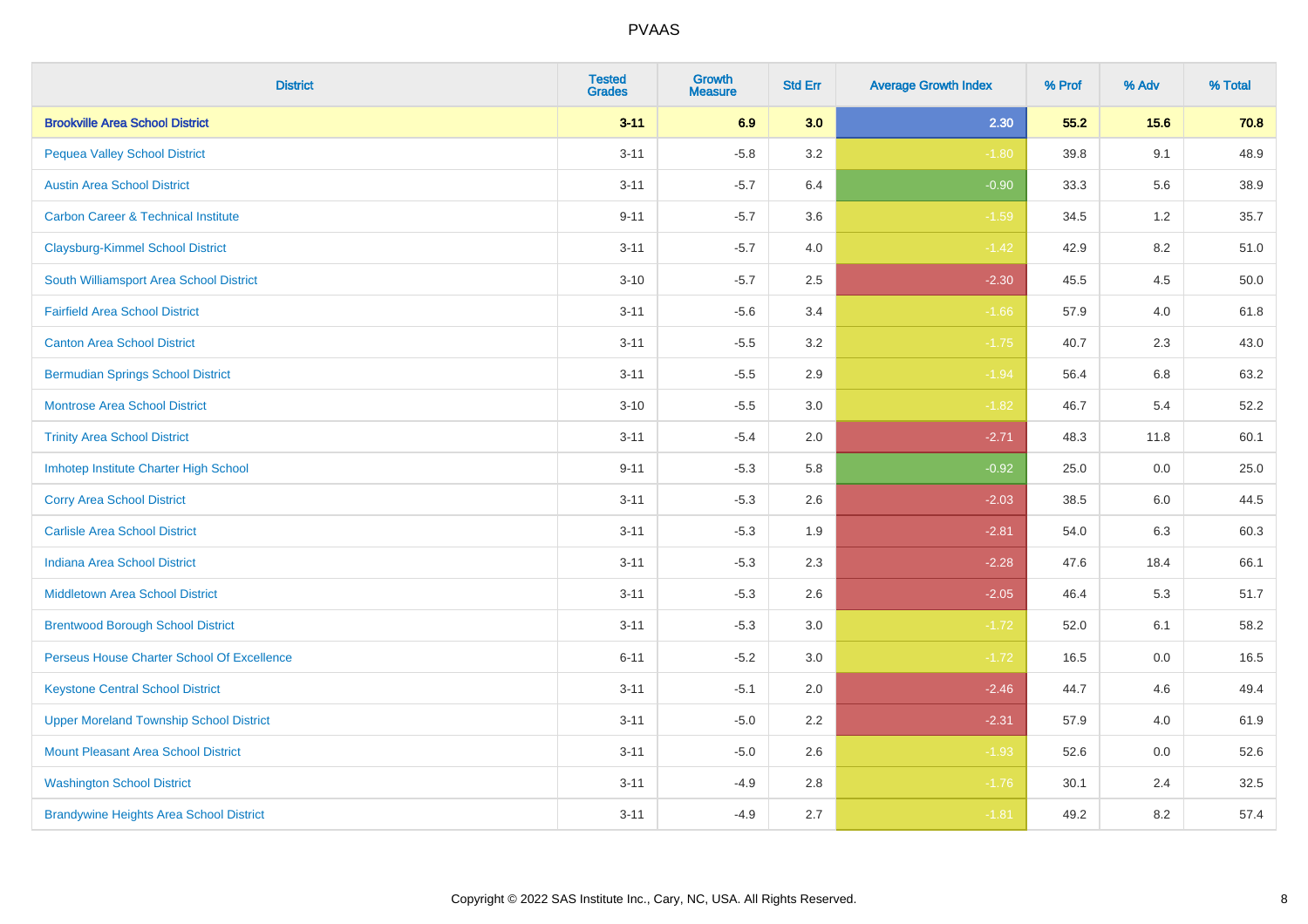# PVAAS

| District | Tested Grades | Growth Measure | Std Err | Average Growth Index | % Prof | % Adv | % Total |
|---|---|---|---|---|---|---|---|
| **Brookville Area School District** | **3-11** | **6.9** | **3.0** | **2.30** | **55.2** | **15.6** | **70.8** |
| Pequea Valley School District | 3-11 | -5.8 | 3.2 | -1.80 | 39.8 | 9.1 | 48.9 |
| Austin Area School District | 3-11 | -5.7 | 6.4 | -0.90 | 33.3 | 5.6 | 38.9 |
| Carbon Career & Technical Institute | 9-11 | -5.7 | 3.6 | -1.59 | 34.5 | 1.2 | 35.7 |
| Claysburg-Kimmel School District | 3-11 | -5.7 | 4.0 | -1.42 | 42.9 | 8.2 | 51.0 |
| South Williamsport Area School District | 3-10 | -5.7 | 2.5 | -2.30 | 45.5 | 4.5 | 50.0 |
| Fairfield Area School District | 3-11 | -5.6 | 3.4 | -1.66 | 57.9 | 4.0 | 61.8 |
| Canton Area School District | 3-11 | -5.5 | 3.2 | -1.75 | 40.7 | 2.3 | 43.0 |
| Bermudian Springs School District | 3-11 | -5.5 | 2.9 | -1.94 | 56.4 | 6.8 | 63.2 |
| Montrose Area School District | 3-10 | -5.5 | 3.0 | -1.82 | 46.7 | 5.4 | 52.2 |
| Trinity Area School District | 3-11 | -5.4 | 2.0 | -2.71 | 48.3 | 11.8 | 60.1 |
| Imhotep Institute Charter High School | 9-11 | -5.3 | 5.8 | -0.92 | 25.0 | 0.0 | 25.0 |
| Corry Area School District | 3-11 | -5.3 | 2.6 | -2.03 | 38.5 | 6.0 | 44.5 |
| Carlisle Area School District | 3-11 | -5.3 | 1.9 | -2.81 | 54.0 | 6.3 | 60.3 |
| Indiana Area School District | 3-11 | -5.3 | 2.3 | -2.28 | 47.6 | 18.4 | 66.1 |
| Middletown Area School District | 3-11 | -5.3 | 2.6 | -2.05 | 46.4 | 5.3 | 51.7 |
| Brentwood Borough School District | 3-11 | -5.3 | 3.0 | -1.72 | 52.0 | 6.1 | 58.2 |
| Perseus House Charter School Of Excellence | 6-11 | -5.2 | 3.0 | -1.72 | 16.5 | 0.0 | 16.5 |
| Keystone Central School District | 3-11 | -5.1 | 2.0 | -2.46 | 44.7 | 4.6 | 49.4 |
| Upper Moreland Township School District | 3-11 | -5.0 | 2.2 | -2.31 | 57.9 | 4.0 | 61.9 |
| Mount Pleasant Area School District | 3-11 | -5.0 | 2.6 | -1.93 | 52.6 | 0.0 | 52.6 |
| Washington School District | 3-11 | -4.9 | 2.8 | -1.76 | 30.1 | 2.4 | 32.5 |
| Brandywine Heights Area School District | 3-11 | -4.9 | 2.7 | -1.81 | 49.2 | 8.2 | 57.4 |

Copyright © 2022 SAS Institute Inc., Cary, NC, USA. All Rights Reserved.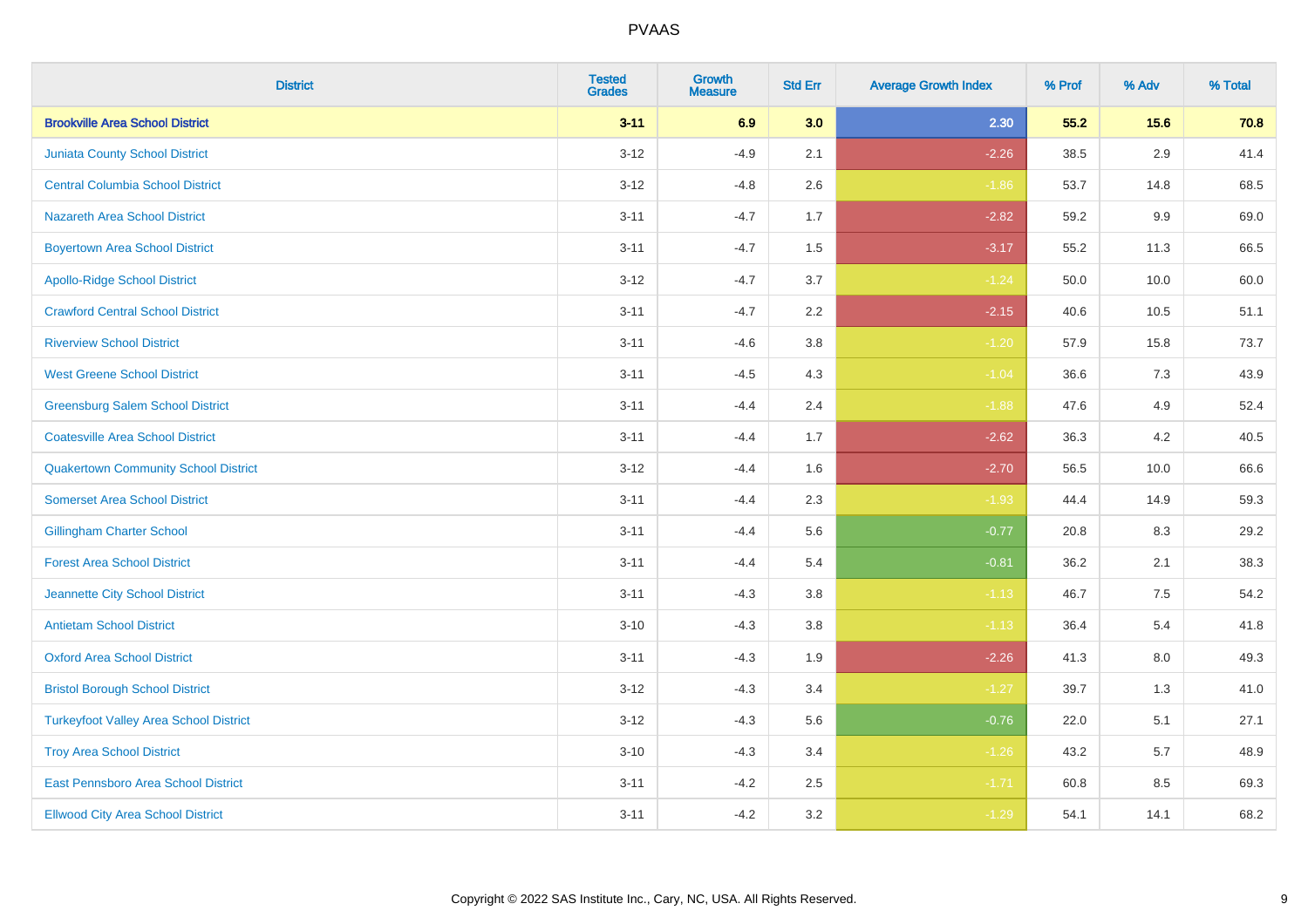# PVAAS

| District | Tested Grades | Growth Measure | Std Err | Average Growth Index | % Prof | % Adv | % Total |
|---|---|---|---|---|---|---|---|
| **Brookville Area School District** | **3-11** | **6.9** | **3.0** | **2.30** | **55.2** | **15.6** | **70.8** |
| Juniata County School District | 3-12 | -4.9 | 2.1 | -2.26 | 38.5 | 2.9 | 41.4 |
| Central Columbia School District | 3-12 | -4.8 | 2.6 | -1.86 | 53.7 | 14.8 | 68.5 |
| Nazareth Area School District | 3-11 | -4.7 | 1.7 | -2.82 | 59.2 | 9.9 | 69.0 |
| Boyertown Area School District | 3-11 | -4.7 | 1.5 | -3.17 | 55.2 | 11.3 | 66.5 |
| Apollo-Ridge School District | 3-12 | -4.7 | 3.7 | -1.24 | 50.0 | 10.0 | 60.0 |
| Crawford Central School District | 3-11 | -4.7 | 2.2 | -2.15 | 40.6 | 10.5 | 51.1 |
| Riverview School District | 3-11 | -4.6 | 3.8 | -1.20 | 57.9 | 15.8 | 73.7 |
| West Greene School District | 3-11 | -4.5 | 4.3 | -1.04 | 36.6 | 7.3 | 43.9 |
| Greensburg Salem School District | 3-11 | -4.4 | 2.4 | -1.88 | 47.6 | 4.9 | 52.4 |
| Coatesville Area School District | 3-11 | -4.4 | 1.7 | -2.62 | 36.3 | 4.2 | 40.5 |
| Quakertown Community School District | 3-12 | -4.4 | 1.6 | -2.70 | 56.5 | 10.0 | 66.6 |
| Somerset Area School District | 3-11 | -4.4 | 2.3 | -1.93 | 44.4 | 14.9 | 59.3 |
| Gillingham Charter School | 3-11 | -4.4 | 5.6 | -0.77 | 20.8 | 8.3 | 29.2 |
| Forest Area School District | 3-11 | -4.4 | 5.4 | -0.81 | 36.2 | 2.1 | 38.3 |
| Jeannette City School District | 3-11 | -4.3 | 3.8 | -1.13 | 46.7 | 7.5 | 54.2 |
| Antietam School District | 3-10 | -4.3 | 3.8 | -1.13 | 36.4 | 5.4 | 41.8 |
| Oxford Area School District | 3-11 | -4.3 | 1.9 | -2.26 | 41.3 | 8.0 | 49.3 |
| Bristol Borough School District | 3-12 | -4.3 | 3.4 | -1.27 | 39.7 | 1.3 | 41.0 |
| Turkeyfoot Valley Area School District | 3-12 | -4.3 | 5.6 | -0.76 | 22.0 | 5.1 | 27.1 |
| Troy Area School District | 3-10 | -4.3 | 3.4 | -1.26 | 43.2 | 5.7 | 48.9 |
| East Pennsboro Area School District | 3-11 | -4.2 | 2.5 | -1.71 | 60.8 | 8.5 | 69.3 |
| Ellwood City Area School District | 3-11 | -4.2 | 3.2 | -1.29 | 54.1 | 14.1 | 68.2 |

Copyright © 2022 SAS Institute Inc., Cary, NC, USA. All Rights Reserved.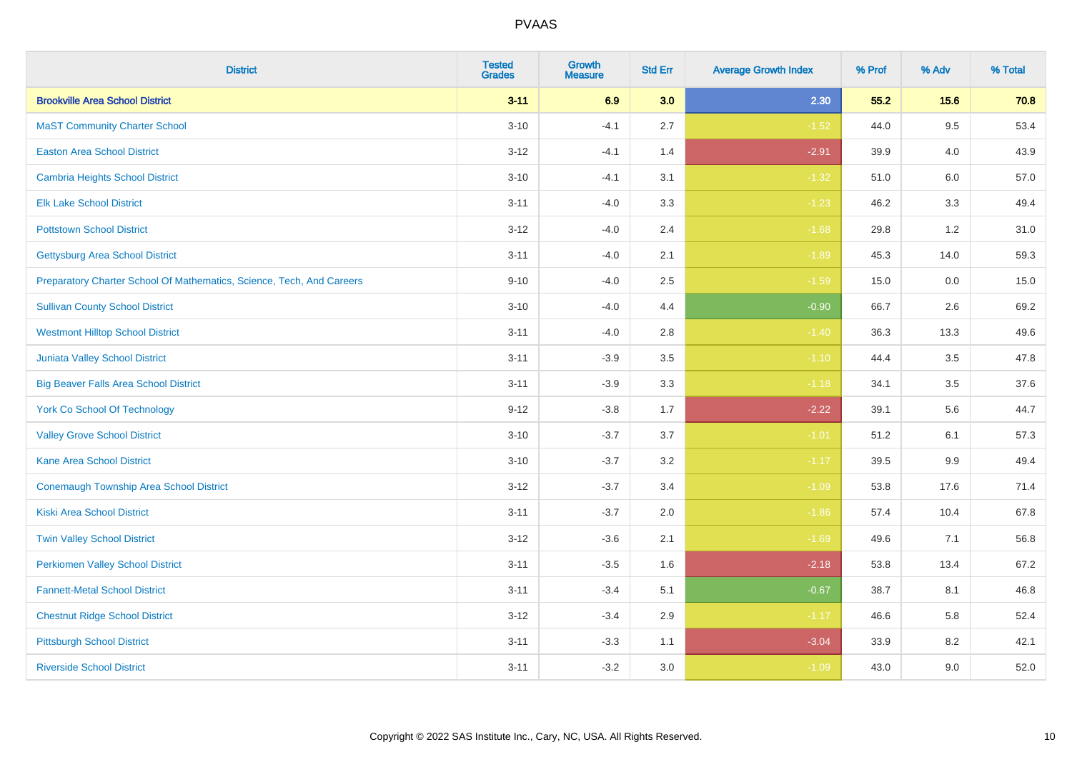| District | Tested Grades | Growth Measure | Std Err | Average Growth Index | % Prof | % Adv | % Total |
|---|---|---|---|---|---|---|---|
| **Brookville Area School District** | **3-11** | **6.9** | **3.0** | **2.30** | **55.2** | **15.6** | **70.8** |
| MaST Community Charter School | 3-10 | -4.1 | 2.7 | -1.52 | 44.0 | 9.5 | 53.4 |
| Easton Area School District | 3-12 | -4.1 | 1.4 | -2.91 | 39.9 | 4.0 | 43.9 |
| Cambria Heights School District | 3-10 | -4.1 | 3.1 | -1.32 | 51.0 | 6.0 | 57.0 |
| Elk Lake School District | 3-11 | -4.0 | 3.3 | -1.23 | 46.2 | 3.3 | 49.4 |
| Pottstown School District | 3-12 | -4.0 | 2.4 | -1.68 | 29.8 | 1.2 | 31.0 |
| Gettysburg Area School District | 3-11 | -4.0 | 2.1 | -1.89 | 45.3 | 14.0 | 59.3 |
| Preparatory Charter School Of Mathematics, Science, Tech, And Careers | 9-10 | -4.0 | 2.5 | -1.59 | 15.0 | 0.0 | 15.0 |
| Sullivan County School District | 3-10 | -4.0 | 4.4 | -0.90 | 66.7 | 2.6 | 69.2 |
| Westmont Hilltop School District | 3-11 | -4.0 | 2.8 | -1.40 | 36.3 | 13.3 | 49.6 |
| Juniata Valley School District | 3-11 | -3.9 | 3.5 | -1.10 | 44.4 | 3.5 | 47.8 |
| Big Beaver Falls Area School District | 3-11 | -3.9 | 3.3 | -1.18 | 34.1 | 3.5 | 37.6 |
| York Co School Of Technology | 9-12 | -3.8 | 1.7 | -2.22 | 39.1 | 5.6 | 44.7 |
| Valley Grove School District | 3-10 | -3.7 | 3.7 | -1.01 | 51.2 | 6.1 | 57.3 |
| Kane Area School District | 3-10 | -3.7 | 3.2 | -1.17 | 39.5 | 9.9 | 49.4 |
| Conemaugh Township Area School District | 3-12 | -3.7 | 3.4 | -1.09 | 53.8 | 17.6 | 71.4 |
| Kiski Area School District | 3-11 | -3.7 | 2.0 | -1.86 | 57.4 | 10.4 | 67.8 |
| Twin Valley School District | 3-12 | -3.6 | 2.1 | -1.69 | 49.6 | 7.1 | 56.8 |
| Perkiomen Valley School District | 3-11 | -3.5 | 1.6 | -2.18 | 53.8 | 13.4 | 67.2 |
| Fannett-Metal School District | 3-11 | -3.4 | 5.1 | -0.67 | 38.7 | 8.1 | 46.8 |
| Chestnut Ridge School District | 3-12 | -3.4 | 2.9 | -1.17 | 46.6 | 5.8 | 52.4 |
| Pittsburgh School District | 3-11 | -3.3 | 1.1 | -3.04 | 33.9 | 8.2 | 42.1 |
| Riverside School District | 3-11 | -3.2 | 3.0 | -1.09 | 43.0 | 9.0 | 52.0 |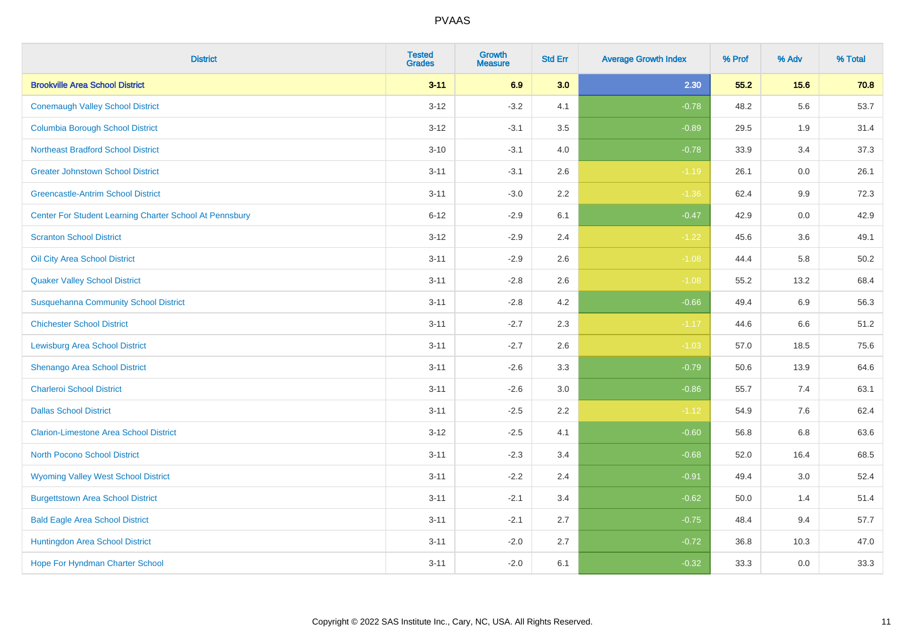| District | Tested Grades | Growth Measure | Std Err | Average Growth Index | % Prof | % Adv | % Total |
|---|---|---|---|---|---|---|---|
| **Brookville Area School District** | **3-11** | **6.9** | **3.0** | **2.30** | **55.2** | **15.6** | **70.8** |
| Conemaugh Valley School District | 3-12 | -3.2 | 4.1 | -0.78 | 48.2 | 5.6 | 53.7 |
| Columbia Borough School District | 3-12 | -3.1 | 3.5 | -0.89 | 29.5 | 1.9 | 31.4 |
| Northeast Bradford School District | 3-10 | -3.1 | 4.0 | -0.78 | 33.9 | 3.4 | 37.3 |
| Greater Johnstown School District | 3-11 | -3.1 | 2.6 | -1.19 | 26.1 | 0.0 | 26.1 |
| Greencastle-Antrim School District | 3-11 | -3.0 | 2.2 | -1.36 | 62.4 | 9.9 | 72.3 |
| Center For Student Learning Charter School At Pennsbury | 6-12 | -2.9 | 6.1 | -0.47 | 42.9 | 0.0 | 42.9 |
| Scranton School District | 3-12 | -2.9 | 2.4 | -1.22 | 45.6 | 3.6 | 49.1 |
| Oil City Area School District | 3-11 | -2.9 | 2.6 | -1.08 | 44.4 | 5.8 | 50.2 |
| Quaker Valley School District | 3-11 | -2.8 | 2.6 | -1.08 | 55.2 | 13.2 | 68.4 |
| Susquehanna Community School District | 3-11 | -2.8 | 4.2 | -0.66 | 49.4 | 6.9 | 56.3 |
| Chichester School District | 3-11 | -2.7 | 2.3 | -1.17 | 44.6 | 6.6 | 51.2 |
| Lewisburg Area School District | 3-11 | -2.7 | 2.6 | -1.03 | 57.0 | 18.5 | 75.6 |
| Shenango Area School District | 3-11 | -2.6 | 3.3 | -0.79 | 50.6 | 13.9 | 64.6 |
| Charleroi School District | 3-11 | -2.6 | 3.0 | -0.86 | 55.7 | 7.4 | 63.1 |
| Dallas School District | 3-11 | -2.5 | 2.2 | -1.12 | 54.9 | 7.6 | 62.4 |
| Clarion-Limestone Area School District | 3-12 | -2.5 | 4.1 | -0.60 | 56.8 | 6.8 | 63.6 |
| North Pocono School District | 3-11 | -2.3 | 3.4 | -0.68 | 52.0 | 16.4 | 68.5 |
| Wyoming Valley West School District | 3-11 | -2.2 | 2.4 | -0.91 | 49.4 | 3.0 | 52.4 |
| Burgettstown Area School District | 3-11 | -2.1 | 3.4 | -0.62 | 50.0 | 1.4 | 51.4 |
| Bald Eagle Area School District | 3-11 | -2.1 | 2.7 | -0.75 | 48.4 | 9.4 | 57.7 |
| Huntingdon Area School District | 3-11 | -2.0 | 2.7 | -0.72 | 36.8 | 10.3 | 47.0 |
| Hope For Hyndman Charter School | 3-11 | -2.0 | 6.1 | -0.32 | 33.3 | 0.0 | 33.3 |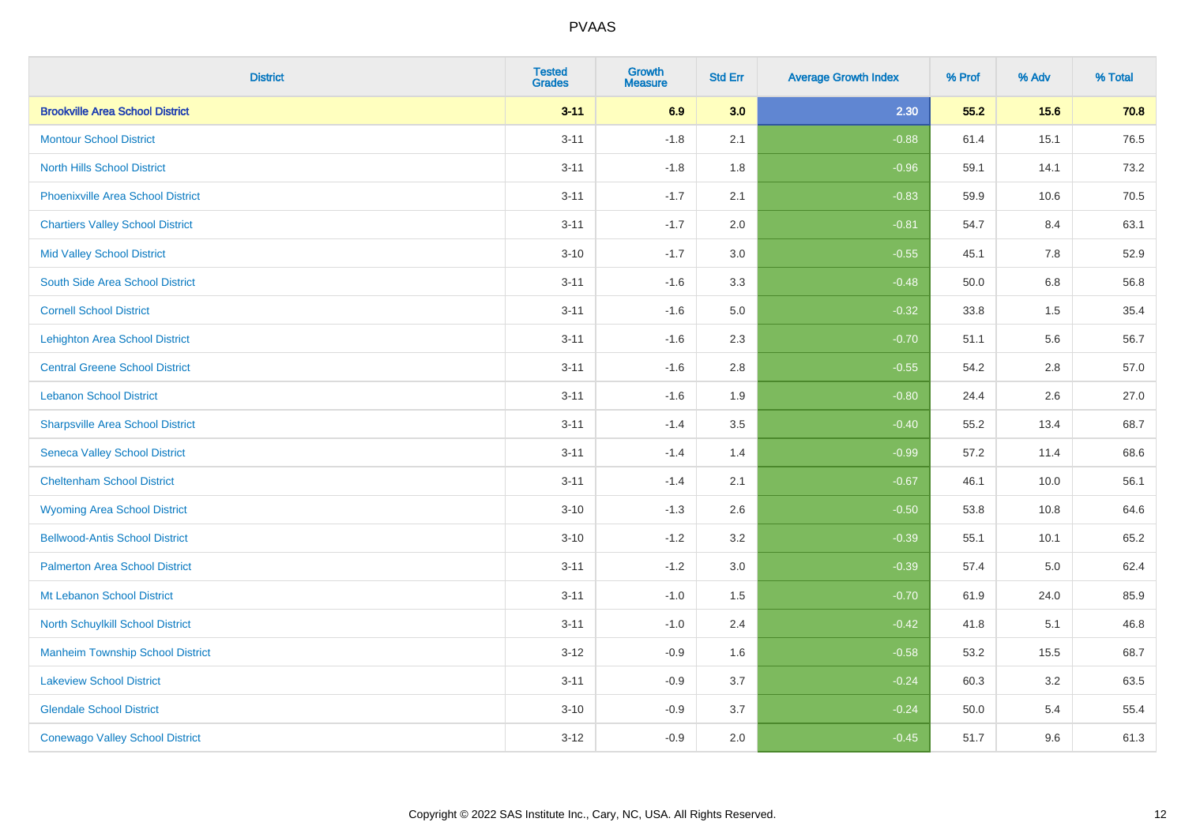# PVAAS

| District | Tested Grades | Growth Measure | Std Err | Average Growth Index | % Prof | % Adv | % Total |
|---|---|---|---|---|---|---|---|
| **Brookville Area School District** | **3-11** | **6.9** | **3.0** | **2.30** | **55.2** | **15.6** | **70.8** |
| Montour School District | 3-11 | -1.8 | 2.1 | -0.88 | 61.4 | 15.1 | 76.5 |
| North Hills School District | 3-11 | -1.8 | 1.8 | -0.96 | 59.1 | 14.1 | 73.2 |
| Phoenixville Area School District | 3-11 | -1.7 | 2.1 | -0.83 | 59.9 | 10.6 | 70.5 |
| Chartiers Valley School District | 3-11 | -1.7 | 2.0 | -0.81 | 54.7 | 8.4 | 63.1 |
| Mid Valley School District | 3-10 | -1.7 | 3.0 | -0.55 | 45.1 | 7.8 | 52.9 |
| South Side Area School District | 3-11 | -1.6 | 3.3 | -0.48 | 50.0 | 6.8 | 56.8 |
| Cornell School District | 3-11 | -1.6 | 5.0 | -0.32 | 33.8 | 1.5 | 35.4 |
| Lehighton Area School District | 3-11 | -1.6 | 2.3 | -0.70 | 51.1 | 5.6 | 56.7 |
| Central Greene School District | 3-11 | -1.6 | 2.8 | -0.55 | 54.2 | 2.8 | 57.0 |
| Lebanon School District | 3-11 | -1.6 | 1.9 | -0.80 | 24.4 | 2.6 | 27.0 |
| Sharpsville Area School District | 3-11 | -1.4 | 3.5 | -0.40 | 55.2 | 13.4 | 68.7 |
| Seneca Valley School District | 3-11 | -1.4 | 1.4 | -0.99 | 57.2 | 11.4 | 68.6 |
| Cheltenham School District | 3-11 | -1.4 | 2.1 | -0.67 | 46.1 | 10.0 | 56.1 |
| Wyoming Area School District | 3-10 | -1.3 | 2.6 | -0.50 | 53.8 | 10.8 | 64.6 |
| Bellwood-Antis School District | 3-10 | -1.2 | 3.2 | -0.39 | 55.1 | 10.1 | 65.2 |
| Palmerton Area School District | 3-11 | -1.2 | 3.0 | -0.39 | 57.4 | 5.0 | 62.4 |
| Mt Lebanon School District | 3-11 | -1.0 | 1.5 | -0.70 | 61.9 | 24.0 | 85.9 |
| North Schuylkill School District | 3-11 | -1.0 | 2.4 | -0.42 | 41.8 | 5.1 | 46.8 |
| Manheim Township School District | 3-12 | -0.9 | 1.6 | -0.58 | 53.2 | 15.5 | 68.7 |
| Lakeview School District | 3-11 | -0.9 | 3.7 | -0.24 | 60.3 | 3.2 | 63.5 |
| Glendale School District | 3-10 | -0.9 | 3.7 | -0.24 | 50.0 | 5.4 | 55.4 |
| Conewago Valley School District | 3-12 | -0.9 | 2.0 | -0.45 | 51.7 | 9.6 | 61.3 |

Copyright © 2022 SAS Institute Inc., Cary, NC, USA. All Rights Reserved.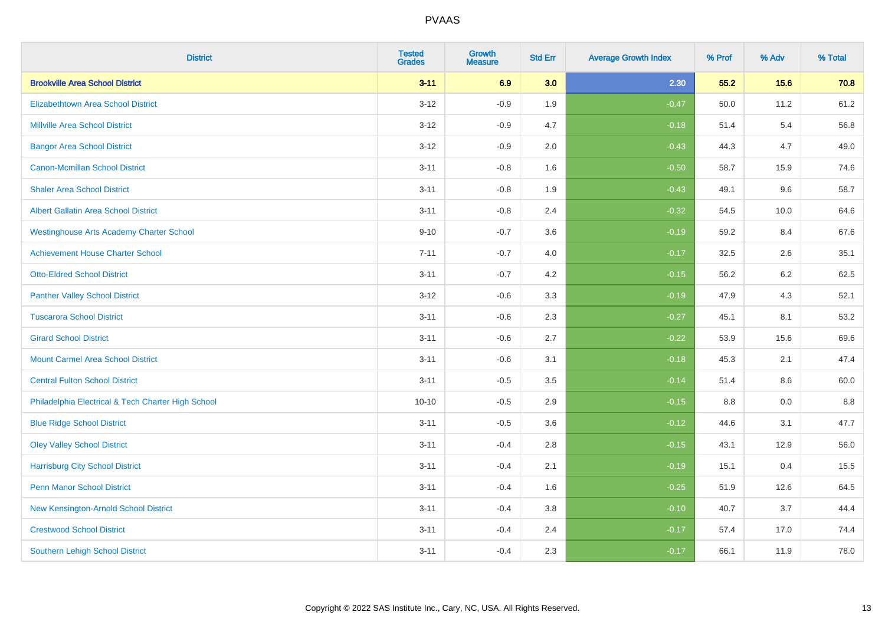PVAAS

| District | Tested Grades | Growth Measure | Std Err | Average Growth Index | % Prof | % Adv | % Total |
|---|---|---|---|---|---|---|---|
| **Brookville Area School District** | **3-11** | **6.9** | **3.0** | **2.30** | **55.2** | **15.6** | **70.8** |
| Elizabethtown Area School District | 3-12 | -0.9 | 1.9 | -0.47 | 50.0 | 11.2 | 61.2 |
| Millville Area School District | 3-12 | -0.9 | 4.7 | -0.18 | 51.4 | 5.4 | 56.8 |
| Bangor Area School District | 3-12 | -0.9 | 2.0 | -0.43 | 44.3 | 4.7 | 49.0 |
| Canon-Mcmillan School District | 3-11 | -0.8 | 1.6 | -0.50 | 58.7 | 15.9 | 74.6 |
| Shaler Area School District | 3-11 | -0.8 | 1.9 | -0.43 | 49.1 | 9.6 | 58.7 |
| Albert Gallatin Area School District | 3-11 | -0.8 | 2.4 | -0.32 | 54.5 | 10.0 | 64.6 |
| Westinghouse Arts Academy Charter School | 9-10 | -0.7 | 3.6 | -0.19 | 59.2 | 8.4 | 67.6 |
| Achievement House Charter School | 7-11 | -0.7 | 4.0 | -0.17 | 32.5 | 2.6 | 35.1 |
| Otto-Eldred School District | 3-11 | -0.7 | 4.2 | -0.15 | 56.2 | 6.2 | 62.5 |
| Panther Valley School District | 3-12 | -0.6 | 3.3 | -0.19 | 47.9 | 4.3 | 52.1 |
| Tuscarora School District | 3-11 | -0.6 | 2.3 | -0.27 | 45.1 | 8.1 | 53.2 |
| Girard School District | 3-11 | -0.6 | 2.7 | -0.22 | 53.9 | 15.6 | 69.6 |
| Mount Carmel Area School District | 3-11 | -0.6 | 3.1 | -0.18 | 45.3 | 2.1 | 47.4 |
| Central Fulton School District | 3-11 | -0.5 | 3.5 | -0.14 | 51.4 | 8.6 | 60.0 |
| Philadelphia Electrical & Tech Charter High School | 10-10 | -0.5 | 2.9 | -0.15 | 8.8 | 0.0 | 8.8 |
| Blue Ridge School District | 3-11 | -0.5 | 3.6 | -0.12 | 44.6 | 3.1 | 47.7 |
| Oley Valley School District | 3-11 | -0.4 | 2.8 | -0.15 | 43.1 | 12.9 | 56.0 |
| Harrisburg City School District | 3-11 | -0.4 | 2.1 | -0.19 | 15.1 | 0.4 | 15.5 |
| Penn Manor School District | 3-11 | -0.4 | 1.6 | -0.25 | 51.9 | 12.6 | 64.5 |
| New Kensington-Arnold School District | 3-11 | -0.4 | 3.8 | -0.10 | 40.7 | 3.7 | 44.4 |
| Crestwood School District | 3-11 | -0.4 | 2.4 | -0.17 | 57.4 | 17.0 | 74.4 |
| Southern Lehigh School District | 3-11 | -0.4 | 2.3 | -0.17 | 66.1 | 11.9 | 78.0 |

Copyright © 2022 SAS Institute Inc., Cary, NC, USA. All Rights Reserved.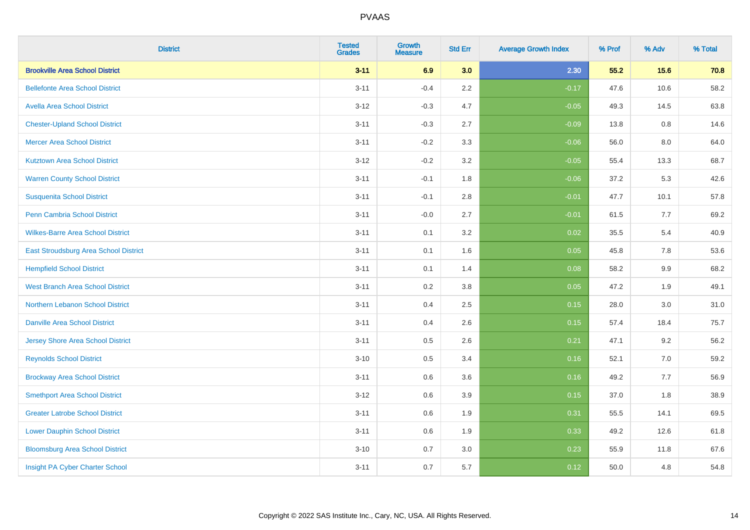| District | Tested Grades | Growth Measure | Std Err | Average Growth Index | % Prof | % Adv | % Total |
|---|---|---|---|---|---|---|---|
| **Brookville Area School District** | **3-11** | **6.9** | **3.0** | **2.30** | **55.2** | **15.6** | **70.8** |
| Bellefonte Area School District | 3-11 | -0.4 | 2.2 | -0.17 | 47.6 | 10.6 | 58.2 |
| Avella Area School District | 3-12 | -0.3 | 4.7 | -0.05 | 49.3 | 14.5 | 63.8 |
| Chester-Upland School District | 3-11 | -0.3 | 2.7 | -0.09 | 13.8 | 0.8 | 14.6 |
| Mercer Area School District | 3-11 | -0.2 | 3.3 | -0.06 | 56.0 | 8.0 | 64.0 |
| Kutztown Area School District | 3-12 | -0.2 | 3.2 | -0.05 | 55.4 | 13.3 | 68.7 |
| Warren County School District | 3-11 | -0.1 | 1.8 | -0.06 | 37.2 | 5.3 | 42.6 |
| Susquenita School District | 3-11 | -0.1 | 2.8 | -0.01 | 47.7 | 10.1 | 57.8 |
| Penn Cambria School District | 3-11 | -0.0 | 2.7 | -0.01 | 61.5 | 7.7 | 69.2 |
| Wilkes-Barre Area School District | 3-11 | 0.1 | 3.2 | 0.02 | 35.5 | 5.4 | 40.9 |
| East Stroudsburg Area School District | 3-11 | 0.1 | 1.6 | 0.05 | 45.8 | 7.8 | 53.6 |
| Hempfield School District | 3-11 | 0.1 | 1.4 | 0.08 | 58.2 | 9.9 | 68.2 |
| West Branch Area School District | 3-11 | 0.2 | 3.8 | 0.05 | 47.2 | 1.9 | 49.1 |
| Northern Lebanon School District | 3-11 | 0.4 | 2.5 | 0.15 | 28.0 | 3.0 | 31.0 |
| Danville Area School District | 3-11 | 0.4 | 2.6 | 0.15 | 57.4 | 18.4 | 75.7 |
| Jersey Shore Area School District | 3-11 | 0.5 | 2.6 | 0.21 | 47.1 | 9.2 | 56.2 |
| Reynolds School District | 3-10 | 0.5 | 3.4 | 0.16 | 52.1 | 7.0 | 59.2 |
| Brockway Area School District | 3-11 | 0.6 | 3.6 | 0.16 | 49.2 | 7.7 | 56.9 |
| Smethport Area School District | 3-12 | 0.6 | 3.9 | 0.15 | 37.0 | 1.8 | 38.9 |
| Greater Latrobe School District | 3-11 | 0.6 | 1.9 | 0.31 | 55.5 | 14.1 | 69.5 |
| Lower Dauphin School District | 3-11 | 0.6 | 1.9 | 0.33 | 49.2 | 12.6 | 61.8 |
| Bloomsburg Area School District | 3-10 | 0.7 | 3.0 | 0.23 | 55.9 | 11.8 | 67.6 |
| Insight PA Cyber Charter School | 3-11 | 0.7 | 5.7 | 0.12 | 50.0 | 4.8 | 54.8 |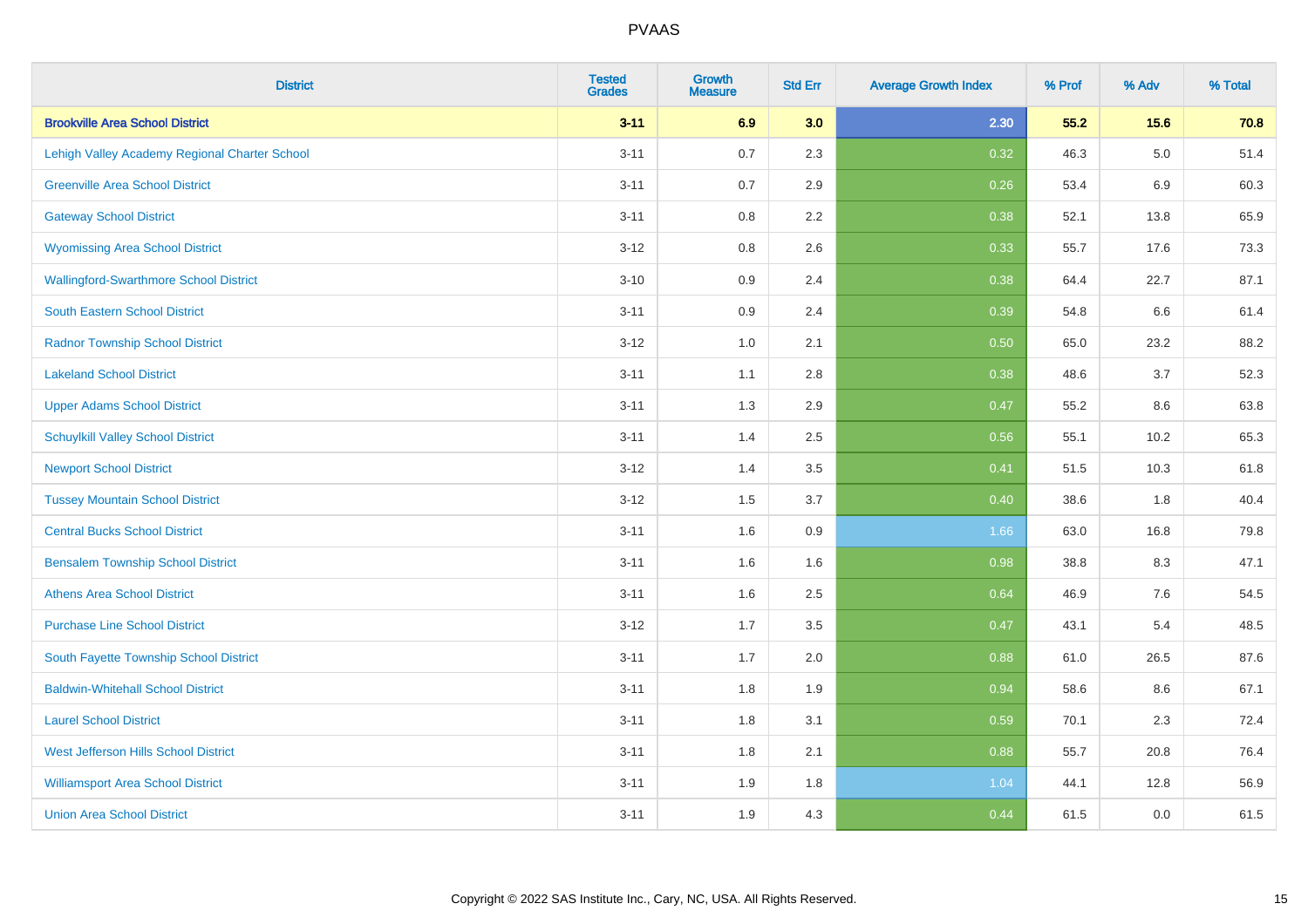| District | Tested Grades | Growth Measure | Std Err | Average Growth Index | % Prof | % Adv | % Total |
|---|---|---|---|---|---|---|---|
| **Brookville Area School District** | **3-11** | **6.9** | **3.0** | **2.30** | **55.2** | **15.6** | **70.8** |
| Lehigh Valley Academy Regional Charter School | 3-11 | 0.7 | 2.3 | 0.32 | 46.3 | 5.0 | 51.4 |
| Greenville Area School District | 3-11 | 0.7 | 2.9 | 0.26 | 53.4 | 6.9 | 60.3 |
| Gateway School District | 3-11 | 0.8 | 2.2 | 0.38 | 52.1 | 13.8 | 65.9 |
| Wyomissing Area School District | 3-12 | 0.8 | 2.6 | 0.33 | 55.7 | 17.6 | 73.3 |
| Wallingford-Swarthmore School District | 3-10 | 0.9 | 2.4 | 0.38 | 64.4 | 22.7 | 87.1 |
| South Eastern School District | 3-11 | 0.9 | 2.4 | 0.39 | 54.8 | 6.6 | 61.4 |
| Radnor Township School District | 3-12 | 1.0 | 2.1 | 0.50 | 65.0 | 23.2 | 88.2 |
| Lakeland School District | 3-11 | 1.1 | 2.8 | 0.38 | 48.6 | 3.7 | 52.3 |
| Upper Adams School District | 3-11 | 1.3 | 2.9 | 0.47 | 55.2 | 8.6 | 63.8 |
| Schuylkill Valley School District | 3-11 | 1.4 | 2.5 | 0.56 | 55.1 | 10.2 | 65.3 |
| Newport School District | 3-12 | 1.4 | 3.5 | 0.41 | 51.5 | 10.3 | 61.8 |
| Tussey Mountain School District | 3-12 | 1.5 | 3.7 | 0.40 | 38.6 | 1.8 | 40.4 |
| Central Bucks School District | 3-11 | 1.6 | 0.9 | 1.66 | 63.0 | 16.8 | 79.8 |
| Bensalem Township School District | 3-11 | 1.6 | 1.6 | 0.98 | 38.8 | 8.3 | 47.1 |
| Athens Area School District | 3-11 | 1.6 | 2.5 | 0.64 | 46.9 | 7.6 | 54.5 |
| Purchase Line School District | 3-12 | 1.7 | 3.5 | 0.47 | 43.1 | 5.4 | 48.5 |
| South Fayette Township School District | 3-11 | 1.7 | 2.0 | 0.88 | 61.0 | 26.5 | 87.6 |
| Baldwin-Whitehall School District | 3-11 | 1.8 | 1.9 | 0.94 | 58.6 | 8.6 | 67.1 |
| Laurel School District | 3-11 | 1.8 | 3.1 | 0.59 | 70.1 | 2.3 | 72.4 |
| West Jefferson Hills School District | 3-11 | 1.8 | 2.1 | 0.88 | 55.7 | 20.8 | 76.4 |
| Williamsport Area School District | 3-11 | 1.9 | 1.8 | 1.04 | 44.1 | 12.8 | 56.9 |
| Union Area School District | 3-11 | 1.9 | 4.3 | 0.44 | 61.5 | 0.0 | 61.5 |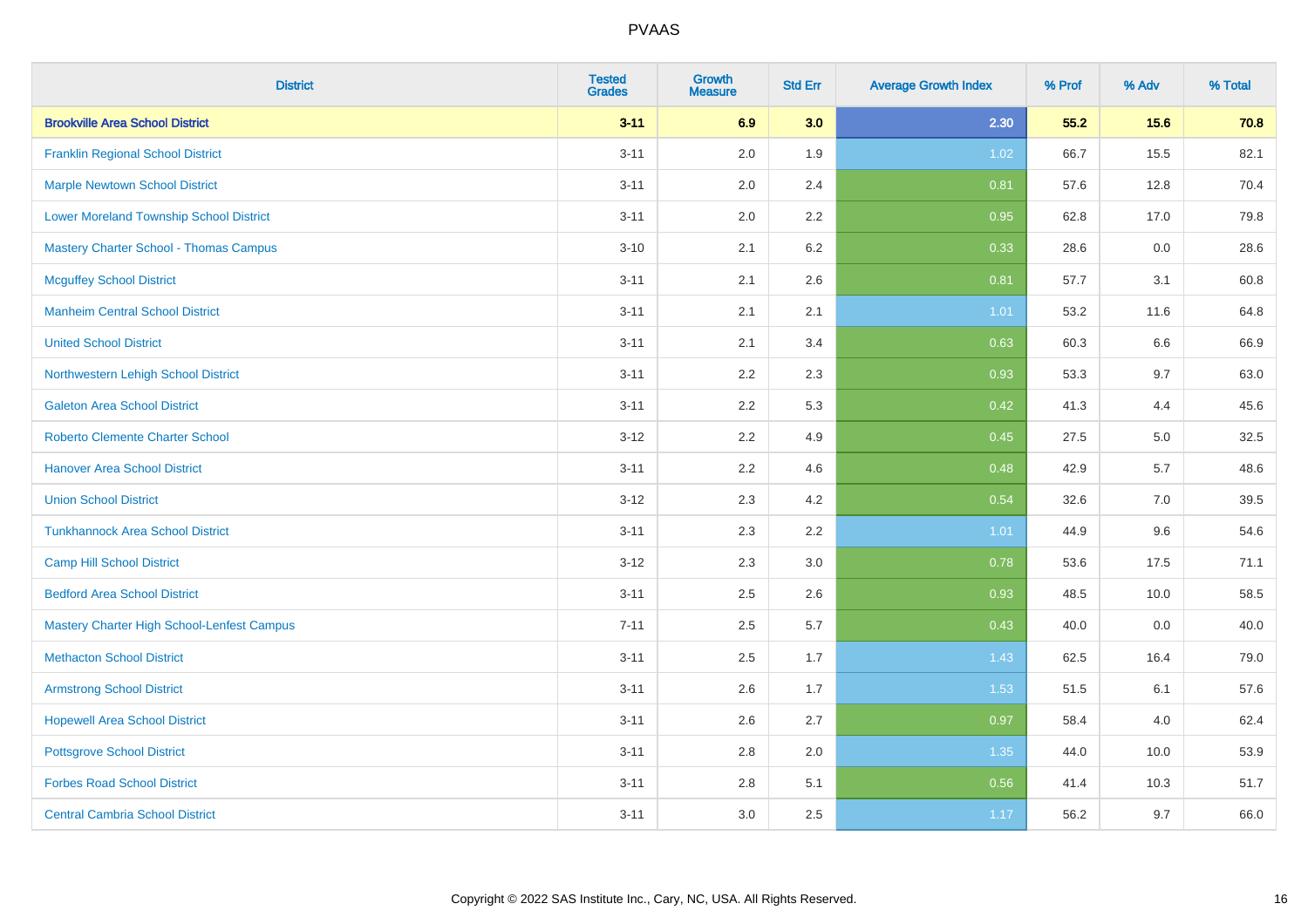| District | Tested Grades | Growth Measure | Std Err | Average Growth Index | % Prof | % Adv | % Total |
|---|---|---|---|---|---|---|---|
| **Brookville Area School District** | **3-11** | **6.9** | **3.0** | **2.30** | **55.2** | **15.6** | **70.8** |
| Franklin Regional School District | 3-11 | 2.0 | 1.9 | 1.02 | 66.7 | 15.5 | 82.1 |
| Marple Newtown School District | 3-11 | 2.0 | 2.4 | 0.81 | 57.6 | 12.8 | 70.4 |
| Lower Moreland Township School District | 3-11 | 2.0 | 2.2 | 0.95 | 62.8 | 17.0 | 79.8 |
| Mastery Charter School - Thomas Campus | 3-10 | 2.1 | 6.2 | 0.33 | 28.6 | 0.0 | 28.6 |
| Mcguffey School District | 3-11 | 2.1 | 2.6 | 0.81 | 57.7 | 3.1 | 60.8 |
| Manheim Central School District | 3-11 | 2.1 | 2.1 | 1.01 | 53.2 | 11.6 | 64.8 |
| United School District | 3-11 | 2.1 | 3.4 | 0.63 | 60.3 | 6.6 | 66.9 |
| Northwestern Lehigh School District | 3-11 | 2.2 | 2.3 | 0.93 | 53.3 | 9.7 | 63.0 |
| Galeton Area School District | 3-11 | 2.2 | 5.3 | 0.42 | 41.3 | 4.4 | 45.6 |
| Roberto Clemente Charter School | 3-12 | 2.2 | 4.9 | 0.45 | 27.5 | 5.0 | 32.5 |
| Hanover Area School District | 3-11 | 2.2 | 4.6 | 0.48 | 42.9 | 5.7 | 48.6 |
| Union School District | 3-12 | 2.3 | 4.2 | 0.54 | 32.6 | 7.0 | 39.5 |
| Tunkhannock Area School District | 3-11 | 2.3 | 2.2 | 1.01 | 44.9 | 9.6 | 54.6 |
| Camp Hill School District | 3-12 | 2.3 | 3.0 | 0.78 | 53.6 | 17.5 | 71.1 |
| Bedford Area School District | 3-11 | 2.5 | 2.6 | 0.93 | 48.5 | 10.0 | 58.5 |
| Mastery Charter High School-Lenfest Campus | 7-11 | 2.5 | 5.7 | 0.43 | 40.0 | 0.0 | 40.0 |
| Methacton School District | 3-11 | 2.5 | 1.7 | 1.43 | 62.5 | 16.4 | 79.0 |
| Armstrong School District | 3-11 | 2.6 | 1.7 | 1.53 | 51.5 | 6.1 | 57.6 |
| Hopewell Area School District | 3-11 | 2.6 | 2.7 | 0.97 | 58.4 | 4.0 | 62.4 |
| Pottsgrove School District | 3-11 | 2.8 | 2.0 | 1.35 | 44.0 | 10.0 | 53.9 |
| Forbes Road School District | 3-11 | 2.8 | 5.1 | 0.56 | 41.4 | 10.3 | 51.7 |
| Central Cambria School District | 3-11 | 3.0 | 2.5 | 1.17 | 56.2 | 9.7 | 66.0 |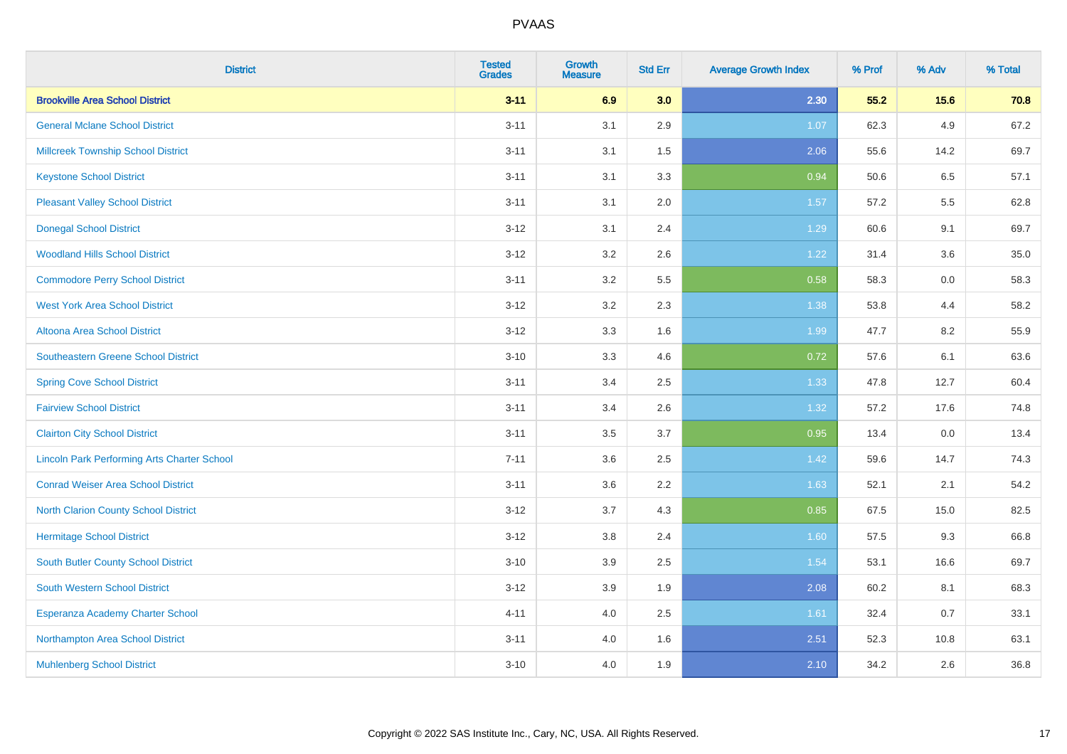# PVAAS

| District | Tested Grades | Growth Measure | Std Err | Average Growth Index | % Prof | % Adv | % Total |
|---|---|---|---|---|---|---|---|
| **Brookville Area School District** | **3-11** | **6.9** | **3.0** | **2.30** | **55.2** | **15.6** | **70.8** |
| General Mclane School District | 3-11 | 3.1 | 2.9 | 1.07 | 62.3 | 4.9 | 67.2 |
| Millcreek Township School District | 3-11 | 3.1 | 1.5 | 2.06 | 55.6 | 14.2 | 69.7 |
| Keystone School District | 3-11 | 3.1 | 3.3 | 0.94 | 50.6 | 6.5 | 57.1 |
| Pleasant Valley School District | 3-11 | 3.1 | 2.0 | 1.57 | 57.2 | 5.5 | 62.8 |
| Donegal School District | 3-12 | 3.1 | 2.4 | 1.29 | 60.6 | 9.1 | 69.7 |
| Woodland Hills School District | 3-12 | 3.2 | 2.6 | 1.22 | 31.4 | 3.6 | 35.0 |
| Commodore Perry School District | 3-11 | 3.2 | 5.5 | 0.58 | 58.3 | 0.0 | 58.3 |
| West York Area School District | 3-12 | 3.2 | 2.3 | 1.38 | 53.8 | 4.4 | 58.2 |
| Altoona Area School District | 3-12 | 3.3 | 1.6 | 1.99 | 47.7 | 8.2 | 55.9 |
| Southeastern Greene School District | 3-10 | 3.3 | 4.6 | 0.72 | 57.6 | 6.1 | 63.6 |
| Spring Cove School District | 3-11 | 3.4 | 2.5 | 1.33 | 47.8 | 12.7 | 60.4 |
| Fairview School District | 3-11 | 3.4 | 2.6 | 1.32 | 57.2 | 17.6 | 74.8 |
| Clairton City School District | 3-11 | 3.5 | 3.7 | 0.95 | 13.4 | 0.0 | 13.4 |
| Lincoln Park Performing Arts Charter School | 7-11 | 3.6 | 2.5 | 1.42 | 59.6 | 14.7 | 74.3 |
| Conrad Weiser Area School District | 3-11 | 3.6 | 2.2 | 1.63 | 52.1 | 2.1 | 54.2 |
| North Clarion County School District | 3-12 | 3.7 | 4.3 | 0.85 | 67.5 | 15.0 | 82.5 |
| Hermitage School District | 3-12 | 3.8 | 2.4 | 1.60 | 57.5 | 9.3 | 66.8 |
| South Butler County School District | 3-10 | 3.9 | 2.5 | 1.54 | 53.1 | 16.6 | 69.7 |
| South Western School District | 3-12 | 3.9 | 1.9 | 2.08 | 60.2 | 8.1 | 68.3 |
| Esperanza Academy Charter School | 4-11 | 4.0 | 2.5 | 1.61 | 32.4 | 0.7 | 33.1 |
| Northampton Area School District | 3-11 | 4.0 | 1.6 | 2.51 | 52.3 | 10.8 | 63.1 |
| Muhlenberg School District | 3-10 | 4.0 | 1.9 | 2.10 | 34.2 | 2.6 | 36.8 |

Copyright © 2022 SAS Institute Inc., Cary, NC, USA. All Rights Reserved.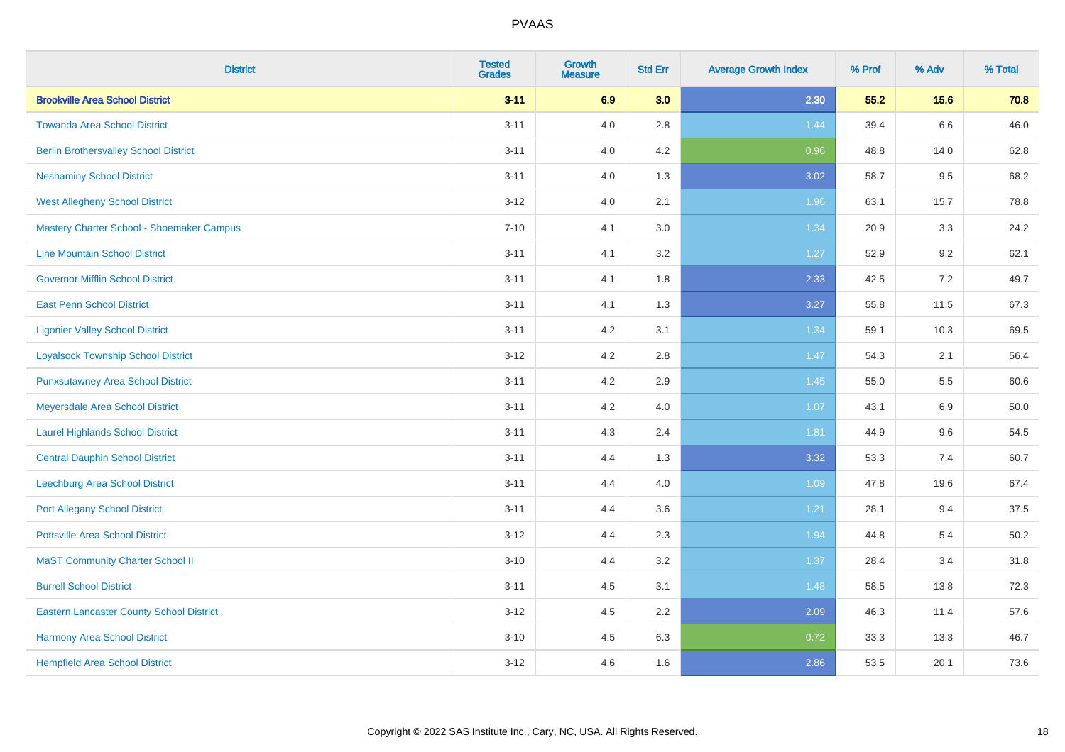# PVAAS

| District | Tested Grades | Growth Measure | Std Err | Average Growth Index | % Prof | % Adv | % Total |
|---|---|---|---|---|---|---|---|
| **Brookville Area School District** | **3-11** | **6.9** | **3.0** | **2.30** | **55.2** | **15.6** | **70.8** |
| Towanda Area School District | 3-11 | 4.0 | 2.8 | 1.44 | 39.4 | 6.6 | 46.0 |
| Berlin Brothersvalley School District | 3-11 | 4.0 | 4.2 | 0.96 | 48.8 | 14.0 | 62.8 |
| Neshaminy School District | 3-11 | 4.0 | 1.3 | 3.02 | 58.7 | 9.5 | 68.2 |
| West Allegheny School District | 3-12 | 4.0 | 2.1 | 1.96 | 63.1 | 15.7 | 78.8 |
| Mastery Charter School - Shoemaker Campus | 7-10 | 4.1 | 3.0 | 1.34 | 20.9 | 3.3 | 24.2 |
| Line Mountain School District | 3-11 | 4.1 | 3.2 | 1.27 | 52.9 | 9.2 | 62.1 |
| Governor Mifflin School District | 3-11 | 4.1 | 1.8 | 2.33 | 42.5 | 7.2 | 49.7 |
| East Penn School District | 3-11 | 4.1 | 1.3 | 3.27 | 55.8 | 11.5 | 67.3 |
| Ligonier Valley School District | 3-11 | 4.2 | 3.1 | 1.34 | 59.1 | 10.3 | 69.5 |
| Loyalsock Township School District | 3-12 | 4.2 | 2.8 | 1.47 | 54.3 | 2.1 | 56.4 |
| Punxsutawney Area School District | 3-11 | 4.2 | 2.9 | 1.45 | 55.0 | 5.5 | 60.6 |
| Meyersdale Area School District | 3-11 | 4.2 | 4.0 | 1.07 | 43.1 | 6.9 | 50.0 |
| Laurel Highlands School District | 3-11 | 4.3 | 2.4 | 1.81 | 44.9 | 9.6 | 54.5 |
| Central Dauphin School District | 3-11 | 4.4 | 1.3 | 3.32 | 53.3 | 7.4 | 60.7 |
| Leechburg Area School District | 3-11 | 4.4 | 4.0 | 1.09 | 47.8 | 19.6 | 67.4 |
| Port Allegany School District | 3-11 | 4.4 | 3.6 | 1.21 | 28.1 | 9.4 | 37.5 |
| Pottsville Area School District | 3-12 | 4.4 | 2.3 | 1.94 | 44.8 | 5.4 | 50.2 |
| MaST Community Charter School II | 3-10 | 4.4 | 3.2 | 1.37 | 28.4 | 3.4 | 31.8 |
| Burrell School District | 3-11 | 4.5 | 3.1 | 1.48 | 58.5 | 13.8 | 72.3 |
| Eastern Lancaster County School District | 3-12 | 4.5 | 2.2 | 2.09 | 46.3 | 11.4 | 57.6 |
| Harmony Area School District | 3-10 | 4.5 | 6.3 | 0.72 | 33.3 | 13.3 | 46.7 |
| Hempfield Area School District | 3-12 | 4.6 | 1.6 | 2.86 | 53.5 | 20.1 | 73.6 |

Copyright © 2022 SAS Institute Inc., Cary, NC, USA. All Rights Reserved.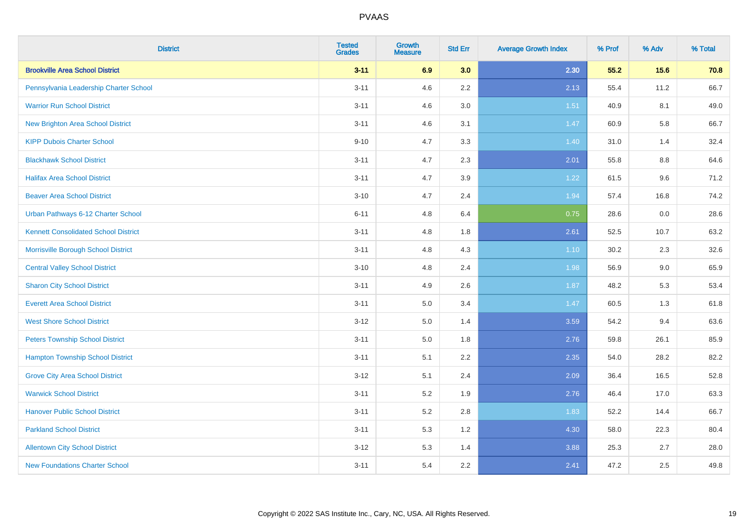# PVAAS

| District | Tested Grades | Growth Measure | Std Err | Average Growth Index | % Prof | % Adv | % Total |
|---|---|---|---|---|---|---|---|
| **Brookville Area School District** | **3-11** | **6.9** | **3.0** | **2.30** | **55.2** | **15.6** | **70.8** |
| Pennsylvania Leadership Charter School | 3-11 | 4.6 | 2.2 | 2.13 | 55.4 | 11.2 | 66.7 |
| Warrior Run School District | 3-11 | 4.6 | 3.0 | 1.51 | 40.9 | 8.1 | 49.0 |
| New Brighton Area School District | 3-11 | 4.6 | 3.1 | 1.47 | 60.9 | 5.8 | 66.7 |
| KIPP Dubois Charter School | 9-10 | 4.7 | 3.3 | 1.40 | 31.0 | 1.4 | 32.4 |
| Blackhawk School District | 3-11 | 4.7 | 2.3 | 2.01 | 55.8 | 8.8 | 64.6 |
| Halifax Area School District | 3-11 | 4.7 | 3.9 | 1.22 | 61.5 | 9.6 | 71.2 |
| Beaver Area School District | 3-10 | 4.7 | 2.4 | 1.94 | 57.4 | 16.8 | 74.2 |
| Urban Pathways 6-12 Charter School | 6-11 | 4.8 | 6.4 | 0.75 | 28.6 | 0.0 | 28.6 |
| Kennett Consolidated School District | 3-11 | 4.8 | 1.8 | 2.61 | 52.5 | 10.7 | 63.2 |
| Morrisville Borough School District | 3-11 | 4.8 | 4.3 | 1.10 | 30.2 | 2.3 | 32.6 |
| Central Valley School District | 3-10 | 4.8 | 2.4 | 1.98 | 56.9 | 9.0 | 65.9 |
| Sharon City School District | 3-11 | 4.9 | 2.6 | 1.87 | 48.2 | 5.3 | 53.4 |
| Everett Area School District | 3-11 | 5.0 | 3.4 | 1.47 | 60.5 | 1.3 | 61.8 |
| West Shore School District | 3-12 | 5.0 | 1.4 | 3.59 | 54.2 | 9.4 | 63.6 |
| Peters Township School District | 3-11 | 5.0 | 1.8 | 2.76 | 59.8 | 26.1 | 85.9 |
| Hampton Township School District | 3-11 | 5.1 | 2.2 | 2.35 | 54.0 | 28.2 | 82.2 |
| Grove City Area School District | 3-12 | 5.1 | 2.4 | 2.09 | 36.4 | 16.5 | 52.8 |
| Warwick School District | 3-11 | 5.2 | 1.9 | 2.76 | 46.4 | 17.0 | 63.3 |
| Hanover Public School District | 3-11 | 5.2 | 2.8 | 1.83 | 52.2 | 14.4 | 66.7 |
| Parkland School District | 3-11 | 5.3 | 1.2 | 4.30 | 58.0 | 22.3 | 80.4 |
| Allentown City School District | 3-12 | 5.3 | 1.4 | 3.88 | 25.3 | 2.7 | 28.0 |
| New Foundations Charter School | 3-11 | 5.4 | 2.2 | 2.41 | 47.2 | 2.5 | 49.8 |

Copyright © 2022 SAS Institute Inc., Cary, NC, USA. All Rights Reserved.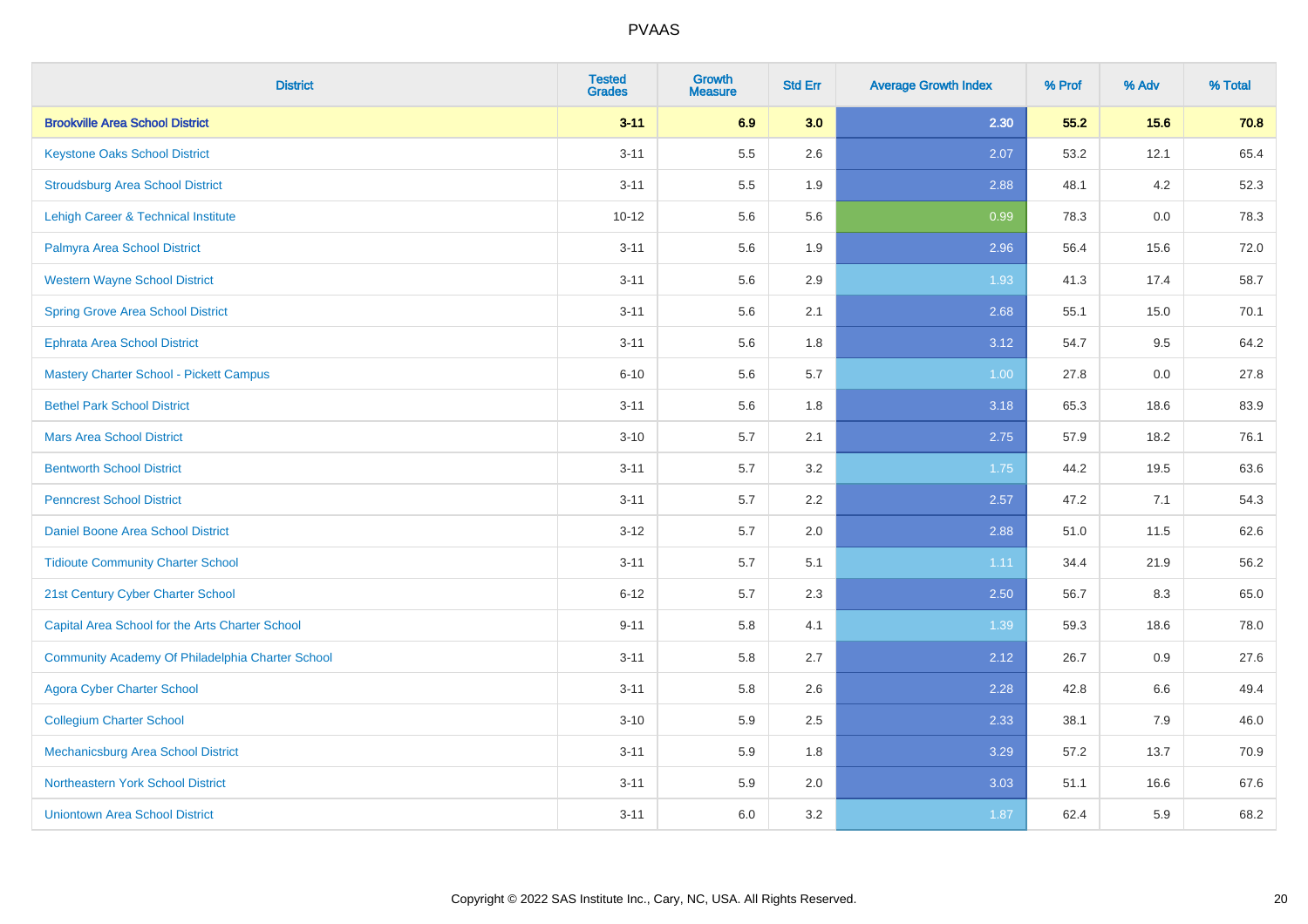# PVAAS

| District | Tested Grades | Growth Measure | Std Err | Average Growth Index | % Prof | % Adv | % Total |
|---|---|---|---|---|---|---|---|
| **Brookville Area School District** | **3-11** | **6.9** | **3.0** | **2.30** | **55.2** | **15.6** | **70.8** |
| Keystone Oaks School District | 3-11 | 5.5 | 2.6 | 2.07 | 53.2 | 12.1 | 65.4 |
| Stroudsburg Area School District | 3-11 | 5.5 | 1.9 | 2.88 | 48.1 | 4.2 | 52.3 |
| Lehigh Career & Technical Institute | 10-12 | 5.6 | 5.6 | 0.99 | 78.3 | 0.0 | 78.3 |
| Palmyra Area School District | 3-11 | 5.6 | 1.9 | 2.96 | 56.4 | 15.6 | 72.0 |
| Western Wayne School District | 3-11 | 5.6 | 2.9 | 1.93 | 41.3 | 17.4 | 58.7 |
| Spring Grove Area School District | 3-11 | 5.6 | 2.1 | 2.68 | 55.1 | 15.0 | 70.1 |
| Ephrata Area School District | 3-11 | 5.6 | 1.8 | 3.12 | 54.7 | 9.5 | 64.2 |
| Mastery Charter School - Pickett Campus | 6-10 | 5.6 | 5.7 | 1.00 | 27.8 | 0.0 | 27.8 |
| Bethel Park School District | 3-11 | 5.6 | 1.8 | 3.18 | 65.3 | 18.6 | 83.9 |
| Mars Area School District | 3-10 | 5.7 | 2.1 | 2.75 | 57.9 | 18.2 | 76.1 |
| Bentworth School District | 3-11 | 5.7 | 3.2 | 1.75 | 44.2 | 19.5 | 63.6 |
| Penncrest School District | 3-11 | 5.7 | 2.2 | 2.57 | 47.2 | 7.1 | 54.3 |
| Daniel Boone Area School District | 3-12 | 5.7 | 2.0 | 2.88 | 51.0 | 11.5 | 62.6 |
| Tidioute Community Charter School | 3-11 | 5.7 | 5.1 | 1.11 | 34.4 | 21.9 | 56.2 |
| 21st Century Cyber Charter School | 6-12 | 5.7 | 2.3 | 2.50 | 56.7 | 8.3 | 65.0 |
| Capital Area School for the Arts Charter School | 9-11 | 5.8 | 4.1 | 1.39 | 59.3 | 18.6 | 78.0 |
| Community Academy Of Philadelphia Charter School | 3-11 | 5.8 | 2.7 | 2.12 | 26.7 | 0.9 | 27.6 |
| Agora Cyber Charter School | 3-11 | 5.8 | 2.6 | 2.28 | 42.8 | 6.6 | 49.4 |
| Collegium Charter School | 3-10 | 5.9 | 2.5 | 2.33 | 38.1 | 7.9 | 46.0 |
| Mechanicsburg Area School District | 3-11 | 5.9 | 1.8 | 3.29 | 57.2 | 13.7 | 70.9 |
| Northeastern York School District | 3-11 | 5.9 | 2.0 | 3.03 | 51.1 | 16.6 | 67.6 |
| Uniontown Area School District | 3-11 | 6.0 | 3.2 | 1.87 | 62.4 | 5.9 | 68.2 |

Copyright © 2022 SAS Institute Inc., Cary, NC, USA. All Rights Reserved.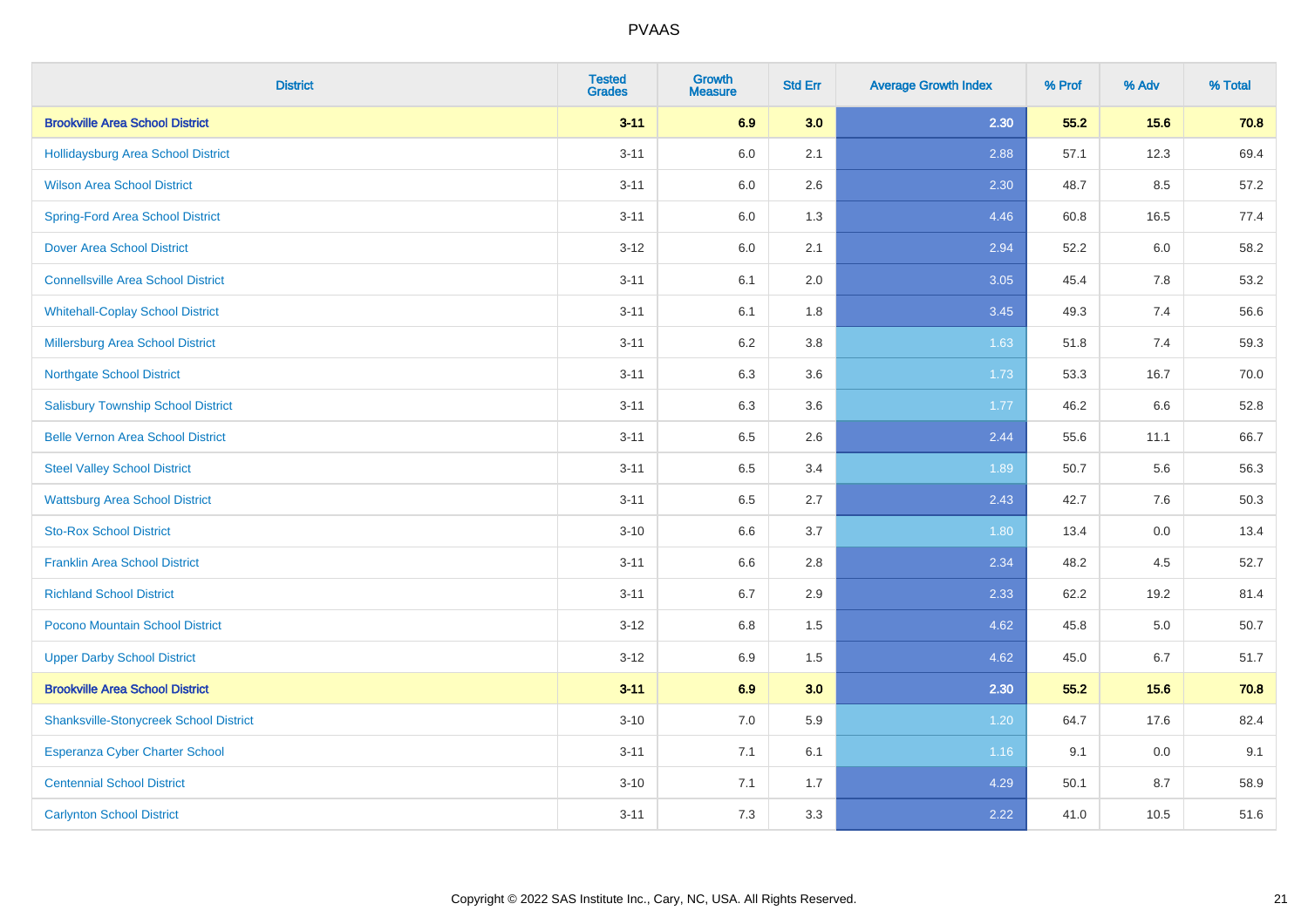| District | Tested Grades | Growth Measure | Std Err | Average Growth Index | % Prof | % Adv | % Total |
|---|---|---|---|---|---|---|---|
| **Brookville Area School District** | **3-11** | **6.9** | **3.0** | **2.30** | **55.2** | **15.6** | **70.8** |
| Hollidaysburg Area School District | 3-11 | 6.0 | 2.1 | 2.88 | 57.1 | 12.3 | 69.4 |
| Wilson Area School District | 3-11 | 6.0 | 2.6 | 2.30 | 48.7 | 8.5 | 57.2 |
| Spring-Ford Area School District | 3-11 | 6.0 | 1.3 | 4.46 | 60.8 | 16.5 | 77.4 |
| Dover Area School District | 3-12 | 6.0 | 2.1 | 2.94 | 52.2 | 6.0 | 58.2 |
| Connellsville Area School District | 3-11 | 6.1 | 2.0 | 3.05 | 45.4 | 7.8 | 53.2 |
| Whitehall-Coplay School District | 3-11 | 6.1 | 1.8 | 3.45 | 49.3 | 7.4 | 56.6 |
| Millersburg Area School District | 3-11 | 6.2 | 3.8 | 1.63 | 51.8 | 7.4 | 59.3 |
| Northgate School District | 3-11 | 6.3 | 3.6 | 1.73 | 53.3 | 16.7 | 70.0 |
| Salisbury Township School District | 3-11 | 6.3 | 3.6 | 1.77 | 46.2 | 6.6 | 52.8 |
| Belle Vernon Area School District | 3-11 | 6.5 | 2.6 | 2.44 | 55.6 | 11.1 | 66.7 |
| Steel Valley School District | 3-11 | 6.5 | 3.4 | 1.89 | 50.7 | 5.6 | 56.3 |
| Wattsburg Area School District | 3-11 | 6.5 | 2.7 | 2.43 | 42.7 | 7.6 | 50.3 |
| Sto-Rox School District | 3-10 | 6.6 | 3.7 | 1.80 | 13.4 | 0.0 | 13.4 |
| Franklin Area School District | 3-11 | 6.6 | 2.8 | 2.34 | 48.2 | 4.5 | 52.7 |
| Richland School District | 3-11 | 6.7 | 2.9 | 2.33 | 62.2 | 19.2 | 81.4 |
| Pocono Mountain School District | 3-12 | 6.8 | 1.5 | 4.62 | 45.8 | 5.0 | 50.7 |
| Upper Darby School District | 3-12 | 6.9 | 1.5 | 4.62 | 45.0 | 6.7 | 51.7 |
| **Brookville Area School District** | **3-11** | **6.9** | **3.0** | **2.30** | **55.2** | **15.6** | **70.8** |
| Shanksville-Stonycreek School District | 3-10 | 7.0 | 5.9 | 1.20 | 64.7 | 17.6 | 82.4 |
| Esperanza Cyber Charter School | 3-11 | 7.1 | 6.1 | 1.16 | 9.1 | 0.0 | 9.1 |
| Centennial School District | 3-10 | 7.1 | 1.7 | 4.29 | 50.1 | 8.7 | 58.9 |
| Carlynton School District | 3-11 | 7.3 | 3.3 | 2.22 | 41.0 | 10.5 | 51.6 |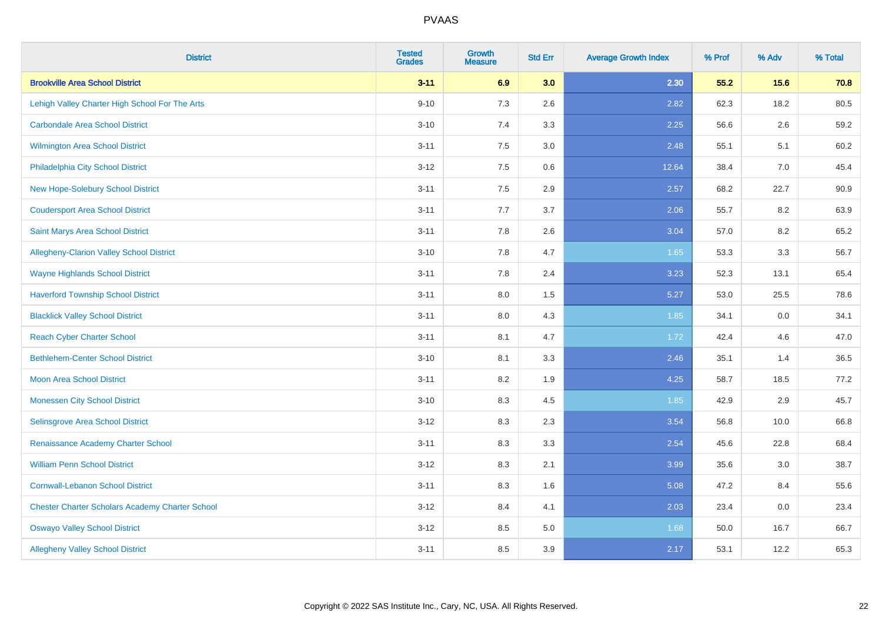PVAAS

| District | Tested Grades | Growth Measure | Std Err | Average Growth Index | % Prof | % Adv | % Total |
|---|---|---|---|---|---|---|---|
| **Brookville Area School District** | **3-11** | **6.9** | **3.0** | **2.30** | **55.2** | **15.6** | **70.8** |
| Lehigh Valley Charter High School For The Arts | 9-10 | 7.3 | 2.6 | 2.82 | 62.3 | 18.2 | 80.5 |
| Carbondale Area School District | 3-10 | 7.4 | 3.3 | 2.25 | 56.6 | 2.6 | 59.2 |
| Wilmington Area School District | 3-11 | 7.5 | 3.0 | 2.48 | 55.1 | 5.1 | 60.2 |
| Philadelphia City School District | 3-12 | 7.5 | 0.6 | 12.64 | 38.4 | 7.0 | 45.4 |
| New Hope-Solebury School District | 3-11 | 7.5 | 2.9 | 2.57 | 68.2 | 22.7 | 90.9 |
| Coudersport Area School District | 3-11 | 7.7 | 3.7 | 2.06 | 55.7 | 8.2 | 63.9 |
| Saint Marys Area School District | 3-11 | 7.8 | 2.6 | 3.04 | 57.0 | 8.2 | 65.2 |
| Allegheny-Clarion Valley School District | 3-10 | 7.8 | 4.7 | 1.65 | 53.3 | 3.3 | 56.7 |
| Wayne Highlands School District | 3-11 | 7.8 | 2.4 | 3.23 | 52.3 | 13.1 | 65.4 |
| Haverford Township School District | 3-11 | 8.0 | 1.5 | 5.27 | 53.0 | 25.5 | 78.6 |
| Blacklick Valley School District | 3-11 | 8.0 | 4.3 | 1.85 | 34.1 | 0.0 | 34.1 |
| Reach Cyber Charter School | 3-11 | 8.1 | 4.7 | 1.72 | 42.4 | 4.6 | 47.0 |
| Bethlehem-Center School District | 3-10 | 8.1 | 3.3 | 2.46 | 35.1 | 1.4 | 36.5 |
| Moon Area School District | 3-11 | 8.2 | 1.9 | 4.25 | 58.7 | 18.5 | 77.2 |
| Monessen City School District | 3-10 | 8.3 | 4.5 | 1.85 | 42.9 | 2.9 | 45.7 |
| Selinsgrove Area School District | 3-12 | 8.3 | 2.3 | 3.54 | 56.8 | 10.0 | 66.8 |
| Renaissance Academy Charter School | 3-11 | 8.3 | 3.3 | 2.54 | 45.6 | 22.8 | 68.4 |
| William Penn School District | 3-12 | 8.3 | 2.1 | 3.99 | 35.6 | 3.0 | 38.7 |
| Cornwall-Lebanon School District | 3-11 | 8.3 | 1.6 | 5.08 | 47.2 | 8.4 | 55.6 |
| Chester Charter Scholars Academy Charter School | 3-12 | 8.4 | 4.1 | 2.03 | 23.4 | 0.0 | 23.4 |
| Oswayo Valley School District | 3-12 | 8.5 | 5.0 | 1.68 | 50.0 | 16.7 | 66.7 |
| Allegheny Valley School District | 3-11 | 8.5 | 3.9 | 2.17 | 53.1 | 12.2 | 65.3 |

Copyright © 2022 SAS Institute Inc., Cary, NC, USA. All Rights Reserved.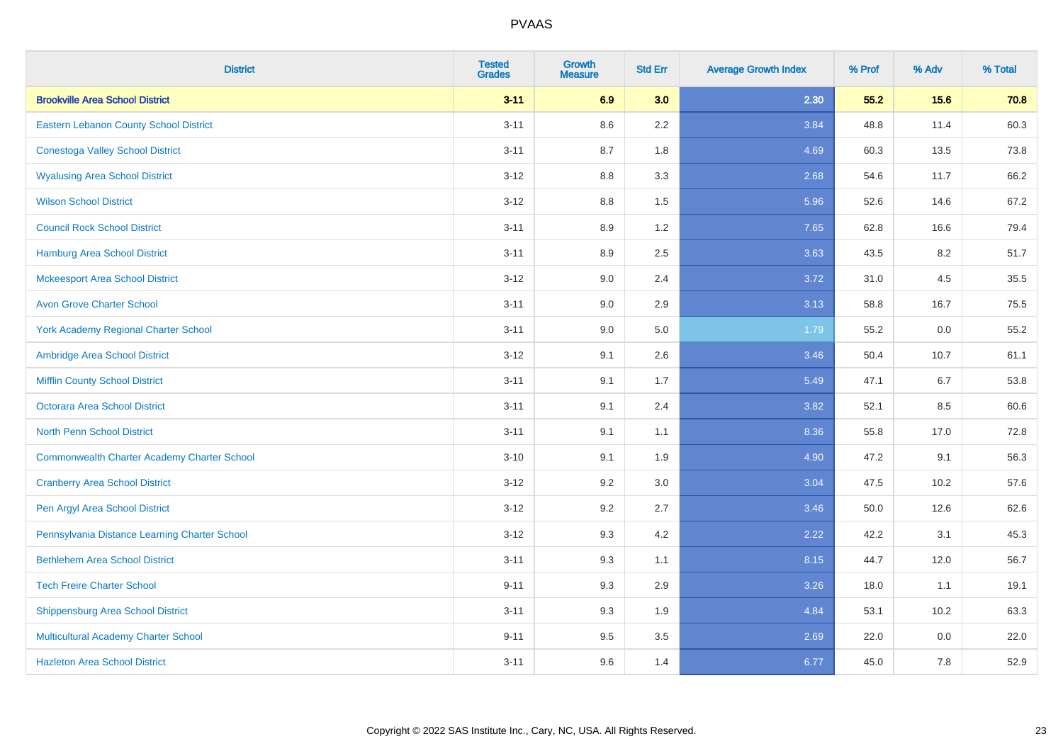PVAAS

| District | Tested Grades | Growth Measure | Std Err | Average Growth Index | % Prof | % Adv | % Total |
|---|---|---|---|---|---|---|---|
| **Brookville Area School District** | **3-11** | **6.9** | **3.0** | **2.30** | **55.2** | **15.6** | **70.8** |
| Eastern Lebanon County School District | 3-11 | 8.6 | 2.2 | 3.84 | 48.8 | 11.4 | 60.3 |
| Conestoga Valley School District | 3-11 | 8.7 | 1.8 | 4.69 | 60.3 | 13.5 | 73.8 |
| Wyalusing Area School District | 3-12 | 8.8 | 3.3 | 2.68 | 54.6 | 11.7 | 66.2 |
| Wilson School District | 3-12 | 8.8 | 1.5 | 5.96 | 52.6 | 14.6 | 67.2 |
| Council Rock School District | 3-11 | 8.9 | 1.2 | 7.65 | 62.8 | 16.6 | 79.4 |
| Hamburg Area School District | 3-11 | 8.9 | 2.5 | 3.63 | 43.5 | 8.2 | 51.7 |
| Mckeesport Area School District | 3-12 | 9.0 | 2.4 | 3.72 | 31.0 | 4.5 | 35.5 |
| Avon Grove Charter School | 3-11 | 9.0 | 2.9 | 3.13 | 58.8 | 16.7 | 75.5 |
| York Academy Regional Charter School | 3-11 | 9.0 | 5.0 | 1.79 | 55.2 | 0.0 | 55.2 |
| Ambridge Area School District | 3-12 | 9.1 | 2.6 | 3.46 | 50.4 | 10.7 | 61.1 |
| Mifflin County School District | 3-11 | 9.1 | 1.7 | 5.49 | 47.1 | 6.7 | 53.8 |
| Octorara Area School District | 3-11 | 9.1 | 2.4 | 3.82 | 52.1 | 8.5 | 60.6 |
| North Penn School District | 3-11 | 9.1 | 1.1 | 8.36 | 55.8 | 17.0 | 72.8 |
| Commonwealth Charter Academy Charter School | 3-10 | 9.1 | 1.9 | 4.90 | 47.2 | 9.1 | 56.3 |
| Cranberry Area School District | 3-12 | 9.2 | 3.0 | 3.04 | 47.5 | 10.2 | 57.6 |
| Pen Argyl Area School District | 3-12 | 9.2 | 2.7 | 3.46 | 50.0 | 12.6 | 62.6 |
| Pennsylvania Distance Learning Charter School | 3-12 | 9.3 | 4.2 | 2.22 | 42.2 | 3.1 | 45.3 |
| Bethlehem Area School District | 3-11 | 9.3 | 1.1 | 8.15 | 44.7 | 12.0 | 56.7 |
| Tech Freire Charter School | 9-11 | 9.3 | 2.9 | 3.26 | 18.0 | 1.1 | 19.1 |
| Shippensburg Area School District | 3-11 | 9.3 | 1.9 | 4.84 | 53.1 | 10.2 | 63.3 |
| Multicultural Academy Charter School | 9-11 | 9.5 | 3.5 | 2.69 | 22.0 | 0.0 | 22.0 |
| Hazleton Area School District | 3-11 | 9.6 | 1.4 | 6.77 | 45.0 | 7.8 | 52.9 |

Copyright © 2022 SAS Institute Inc., Cary, NC, USA. All Rights Reserved.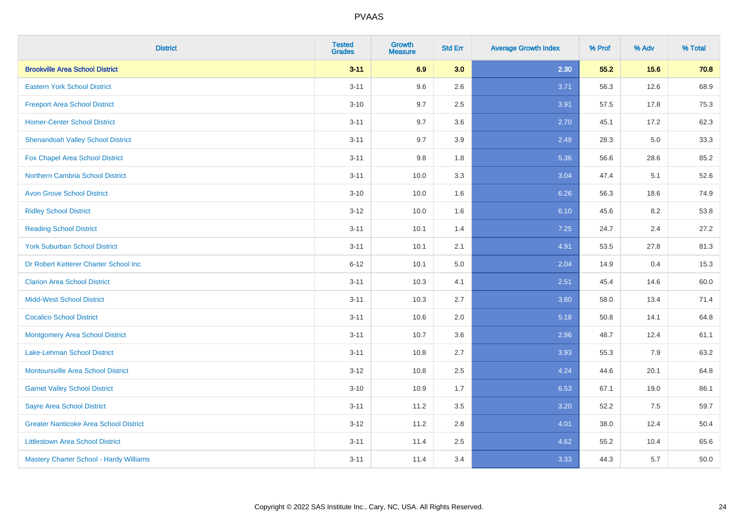| District | Tested Grades | Growth Measure | Std Err | Average Growth Index | % Prof | % Adv | % Total |
|---|---|---|---|---|---|---|---|
| **Brookville Area School District** | **3-11** | **6.9** | **3.0** | **2.30** | **55.2** | **15.6** | **70.8** |
| Eastern York School District | 3-11 | 9.6 | 2.6 | 3.71 | 56.3 | 12.6 | 68.9 |
| Freeport Area School District | 3-10 | 9.7 | 2.5 | 3.91 | 57.5 | 17.8 | 75.3 |
| Homer-Center School District | 3-11 | 9.7 | 3.6 | 2.70 | 45.1 | 17.2 | 62.3 |
| Shenandoah Valley School District | 3-11 | 9.7 | 3.9 | 2.49 | 28.3 | 5.0 | 33.3 |
| Fox Chapel Area School District | 3-11 | 9.8 | 1.8 | 5.36 | 56.6 | 28.6 | 85.2 |
| Northern Cambria School District | 3-11 | 10.0 | 3.3 | 3.04 | 47.4 | 5.1 | 52.6 |
| Avon Grove School District | 3-10 | 10.0 | 1.6 | 6.26 | 56.3 | 18.6 | 74.9 |
| Ridley School District | 3-12 | 10.0 | 1.6 | 6.10 | 45.6 | 8.2 | 53.8 |
| Reading School District | 3-11 | 10.1 | 1.4 | 7.25 | 24.7 | 2.4 | 27.2 |
| York Suburban School District | 3-11 | 10.1 | 2.1 | 4.91 | 53.5 | 27.8 | 81.3 |
| Dr Robert Ketterer Charter School Inc | 6-12 | 10.1 | 5.0 | 2.04 | 14.9 | 0.4 | 15.3 |
| Clarion Area School District | 3-11 | 10.3 | 4.1 | 2.51 | 45.4 | 14.6 | 60.0 |
| Midd-West School District | 3-11 | 10.3 | 2.7 | 3.80 | 58.0 | 13.4 | 71.4 |
| Cocalico School District | 3-11 | 10.6 | 2.0 | 5.18 | 50.8 | 14.1 | 64.8 |
| Montgomery Area School District | 3-11 | 10.7 | 3.6 | 2.96 | 48.7 | 12.4 | 61.1 |
| Lake-Lehman School District | 3-11 | 10.8 | 2.7 | 3.93 | 55.3 | 7.9 | 63.2 |
| Montoursville Area School District | 3-12 | 10.8 | 2.5 | 4.24 | 44.6 | 20.1 | 64.8 |
| Garnet Valley School District | 3-10 | 10.9 | 1.7 | 6.53 | 67.1 | 19.0 | 86.1 |
| Sayre Area School District | 3-11 | 11.2 | 3.5 | 3.20 | 52.2 | 7.5 | 59.7 |
| Greater Nanticoke Area School District | 3-12 | 11.2 | 2.8 | 4.01 | 38.0 | 12.4 | 50.4 |
| Littlestown Area School District | 3-11 | 11.4 | 2.5 | 4.62 | 55.2 | 10.4 | 65.6 |
| Mastery Charter School - Hardy Williams | 3-11 | 11.4 | 3.4 | 3.33 | 44.3 | 5.7 | 50.0 |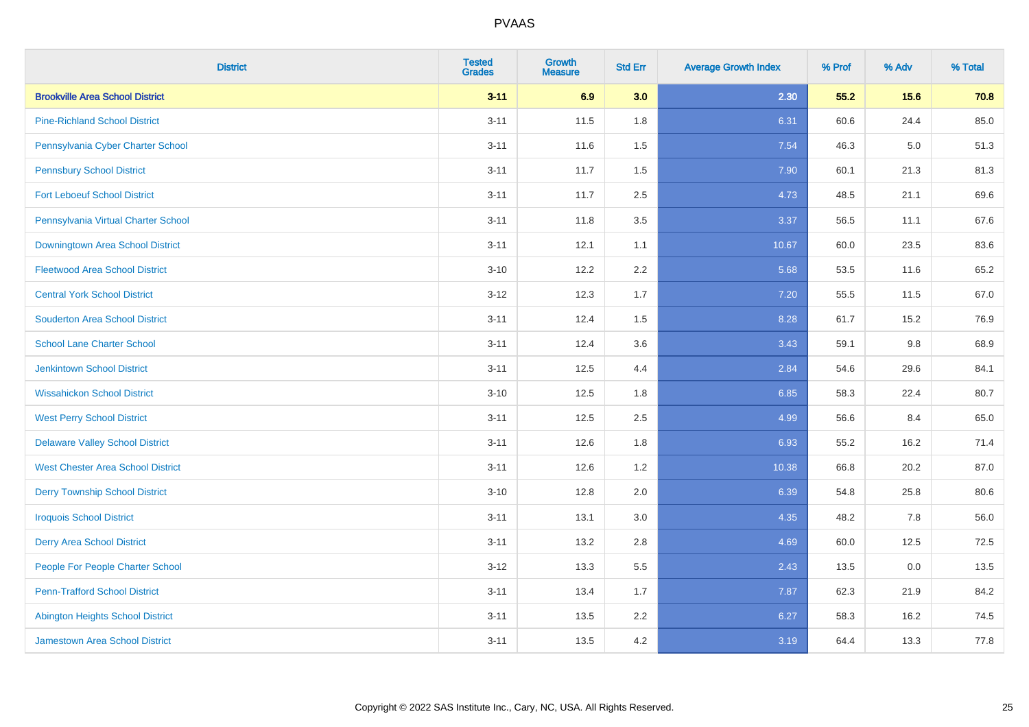# PVAAS

| District | Tested Grades | Growth Measure | Std Err | Average Growth Index | % Prof | % Adv | % Total |
|---|---|---|---|---|---|---|---|
| **Brookville Area School District** | **3-11** | **6.9** | **3.0** | **2.30** | **55.2** | **15.6** | **70.8** |
| Pine-Richland School District | 3-11 | 11.5 | 1.8 | 6.31 | 60.6 | 24.4 | 85.0 |
| Pennsylvania Cyber Charter School | 3-11 | 11.6 | 1.5 | 7.54 | 46.3 | 5.0 | 51.3 |
| Pennsbury School District | 3-11 | 11.7 | 1.5 | 7.90 | 60.1 | 21.3 | 81.3 |
| Fort Leboeuf School District | 3-11 | 11.7 | 2.5 | 4.73 | 48.5 | 21.1 | 69.6 |
| Pennsylvania Virtual Charter School | 3-11 | 11.8 | 3.5 | 3.37 | 56.5 | 11.1 | 67.6 |
| Downingtown Area School District | 3-11 | 12.1 | 1.1 | 10.67 | 60.0 | 23.5 | 83.6 |
| Fleetwood Area School District | 3-10 | 12.2 | 2.2 | 5.68 | 53.5 | 11.6 | 65.2 |
| Central York School District | 3-12 | 12.3 | 1.7 | 7.20 | 55.5 | 11.5 | 67.0 |
| Souderton Area School District | 3-11 | 12.4 | 1.5 | 8.28 | 61.7 | 15.2 | 76.9 |
| School Lane Charter School | 3-11 | 12.4 | 3.6 | 3.43 | 59.1 | 9.8 | 68.9 |
| Jenkintown School District | 3-11 | 12.5 | 4.4 | 2.84 | 54.6 | 29.6 | 84.1 |
| Wissahickon School District | 3-10 | 12.5 | 1.8 | 6.85 | 58.3 | 22.4 | 80.7 |
| West Perry School District | 3-11 | 12.5 | 2.5 | 4.99 | 56.6 | 8.4 | 65.0 |
| Delaware Valley School District | 3-11 | 12.6 | 1.8 | 6.93 | 55.2 | 16.2 | 71.4 |
| West Chester Area School District | 3-11 | 12.6 | 1.2 | 10.38 | 66.8 | 20.2 | 87.0 |
| Derry Township School District | 3-10 | 12.8 | 2.0 | 6.39 | 54.8 | 25.8 | 80.6 |
| Iroquois School District | 3-11 | 13.1 | 3.0 | 4.35 | 48.2 | 7.8 | 56.0 |
| Derry Area School District | 3-11 | 13.2 | 2.8 | 4.69 | 60.0 | 12.5 | 72.5 |
| People For People Charter School | 3-12 | 13.3 | 5.5 | 2.43 | 13.5 | 0.0 | 13.5 |
| Penn-Trafford School District | 3-11 | 13.4 | 1.7 | 7.87 | 62.3 | 21.9 | 84.2 |
| Abington Heights School District | 3-11 | 13.5 | 2.2 | 6.27 | 58.3 | 16.2 | 74.5 |
| Jamestown Area School District | 3-11 | 13.5 | 4.2 | 3.19 | 64.4 | 13.3 | 77.8 |

Copyright © 2022 SAS Institute Inc., Cary, NC, USA. All Rights Reserved.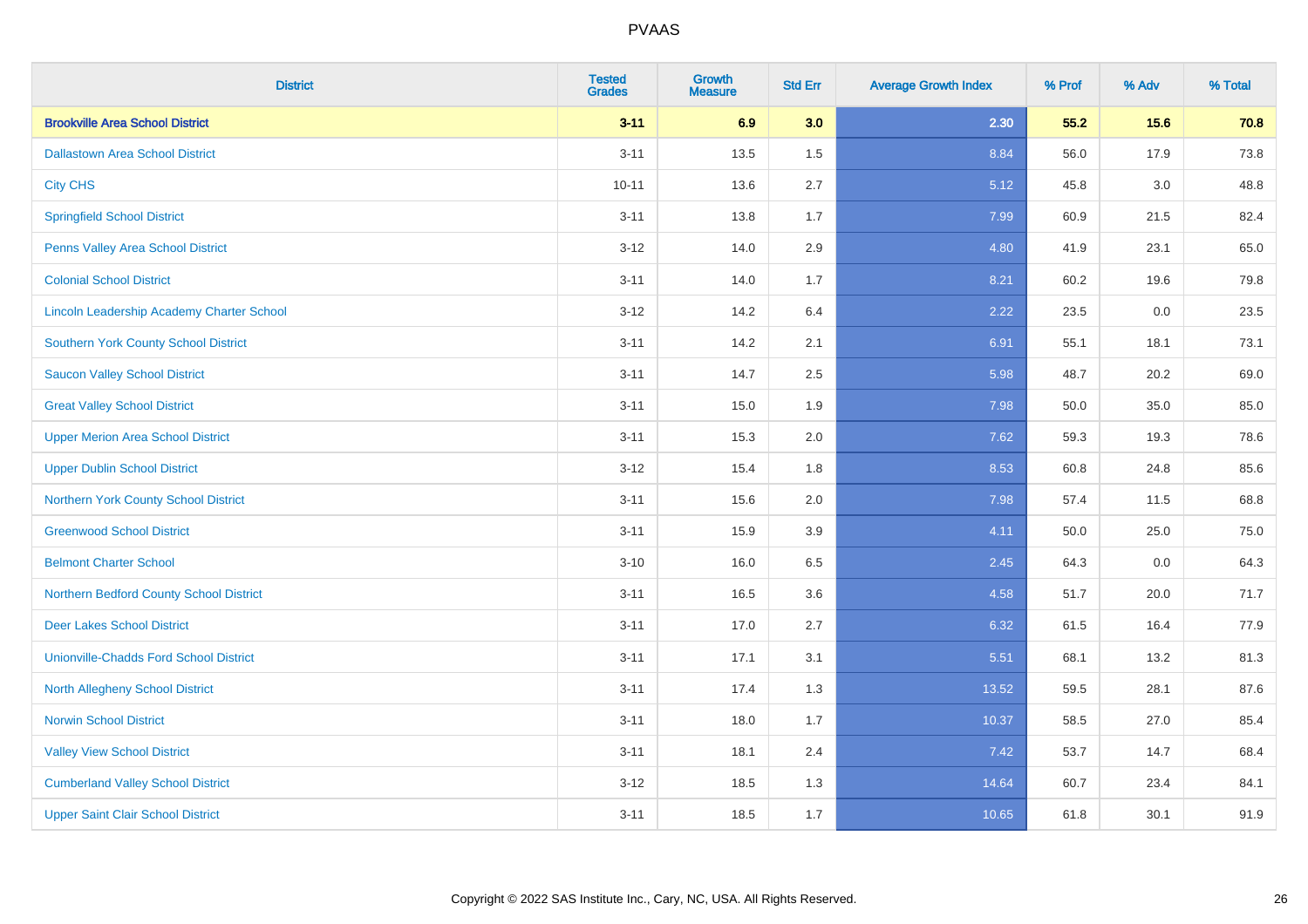| District | Tested Grades | Growth Measure | Std Err | Average Growth Index | % Prof | % Adv | % Total |
|---|---|---|---|---|---|---|---|
| **Brookville Area School District** | **3-11** | **6.9** | **3.0** | **2.30** | **55.2** | **15.6** | **70.8** |
| Dallastown Area School District | 3-11 | 13.5 | 1.5 | 8.84 | 56.0 | 17.9 | 73.8 |
| City CHS | 10-11 | 13.6 | 2.7 | 5.12 | 45.8 | 3.0 | 48.8 |
| Springfield School District | 3-11 | 13.8 | 1.7 | 7.99 | 60.9 | 21.5 | 82.4 |
| Penns Valley Area School District | 3-12 | 14.0 | 2.9 | 4.80 | 41.9 | 23.1 | 65.0 |
| Colonial School District | 3-11 | 14.0 | 1.7 | 8.21 | 60.2 | 19.6 | 79.8 |
| Lincoln Leadership Academy Charter School | 3-12 | 14.2 | 6.4 | 2.22 | 23.5 | 0.0 | 23.5 |
| Southern York County School District | 3-11 | 14.2 | 2.1 | 6.91 | 55.1 | 18.1 | 73.1 |
| Saucon Valley School District | 3-11 | 14.7 | 2.5 | 5.98 | 48.7 | 20.2 | 69.0 |
| Great Valley School District | 3-11 | 15.0 | 1.9 | 7.98 | 50.0 | 35.0 | 85.0 |
| Upper Merion Area School District | 3-11 | 15.3 | 2.0 | 7.62 | 59.3 | 19.3 | 78.6 |
| Upper Dublin School District | 3-12 | 15.4 | 1.8 | 8.53 | 60.8 | 24.8 | 85.6 |
| Northern York County School District | 3-11 | 15.6 | 2.0 | 7.98 | 57.4 | 11.5 | 68.8 |
| Greenwood School District | 3-11 | 15.9 | 3.9 | 4.11 | 50.0 | 25.0 | 75.0 |
| Belmont Charter School | 3-10 | 16.0 | 6.5 | 2.45 | 64.3 | 0.0 | 64.3 |
| Northern Bedford County School District | 3-11 | 16.5 | 3.6 | 4.58 | 51.7 | 20.0 | 71.7 |
| Deer Lakes School District | 3-11 | 17.0 | 2.7 | 6.32 | 61.5 | 16.4 | 77.9 |
| Unionville-Chadds Ford School District | 3-11 | 17.1 | 3.1 | 5.51 | 68.1 | 13.2 | 81.3 |
| North Allegheny School District | 3-11 | 17.4 | 1.3 | 13.52 | 59.5 | 28.1 | 87.6 |
| Norwin School District | 3-11 | 18.0 | 1.7 | 10.37 | 58.5 | 27.0 | 85.4 |
| Valley View School District | 3-11 | 18.1 | 2.4 | 7.42 | 53.7 | 14.7 | 68.4 |
| Cumberland Valley School District | 3-12 | 18.5 | 1.3 | 14.64 | 60.7 | 23.4 | 84.1 |
| Upper Saint Clair School District | 3-11 | 18.5 | 1.7 | 10.65 | 61.8 | 30.1 | 91.9 |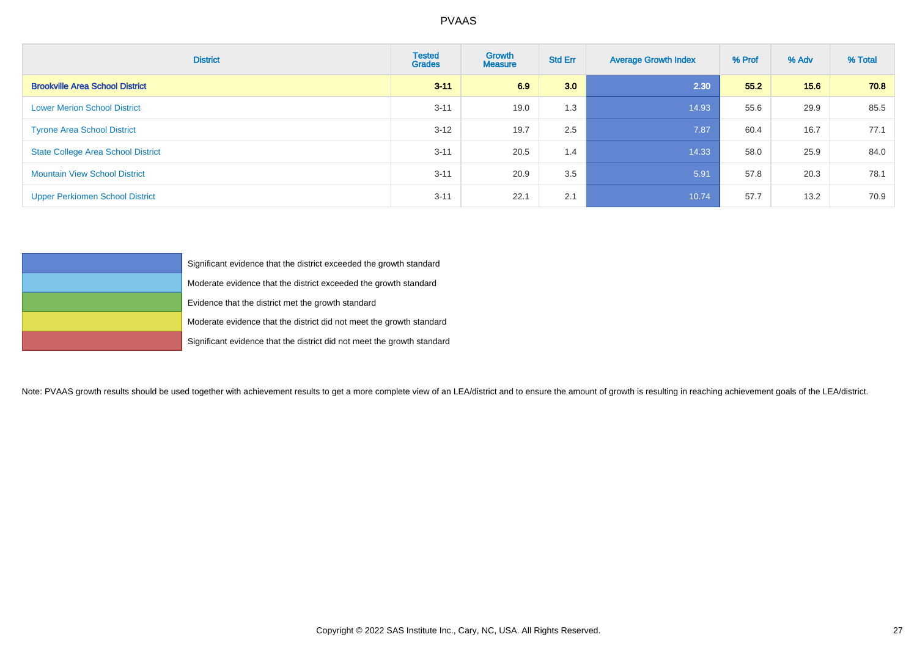# PVAAS

| District | Tested Grades | Growth Measure | Std Err | Average Growth Index | % Prof | % Adv | % Total |
|---|---|---|---|---|---|---|---|
| **Brookville Area School District** | **3-11** | **6.9** | **3.0** | **2.30** | **55.2** | **15.6** | **70.8** |
| Lower Merion School District | 3-11 | 19.0 | 1.3 | 14.93 | 55.6 | 29.9 | 85.5 |
| Tyrone Area School District | 3-12 | 19.7 | 2.5 | 7.87 | 60.4 | 16.7 | 77.1 |
| State College Area School District | 3-11 | 20.5 | 1.4 | 14.33 | 58.0 | 25.9 | 84.0 |
| Mountain View School District | 3-11 | 20.9 | 3.5 | 5.91 | 57.8 | 20.3 | 78.1 |
| Upper Perkiomen School District | 3-11 | 22.1 | 2.1 | 10.74 | 57.7 | 13.2 | 70.9 |

Significant evidence that the district exceeded the growth standard

Moderate evidence that the district exceeded the growth standard

Evidence that the district met the growth standard

Moderate evidence that the district did not meet the growth standard

Significant evidence that the district did not meet the growth standard

Note: PVAAS growth results should be used together with achievement results to get a more complete view of an LEA/district and to ensure the amount of growth is resulting in reaching achievement goals of the LEA/district.

Copyright © 2022 SAS Institute Inc., Cary, NC, USA. All Rights Reserved.